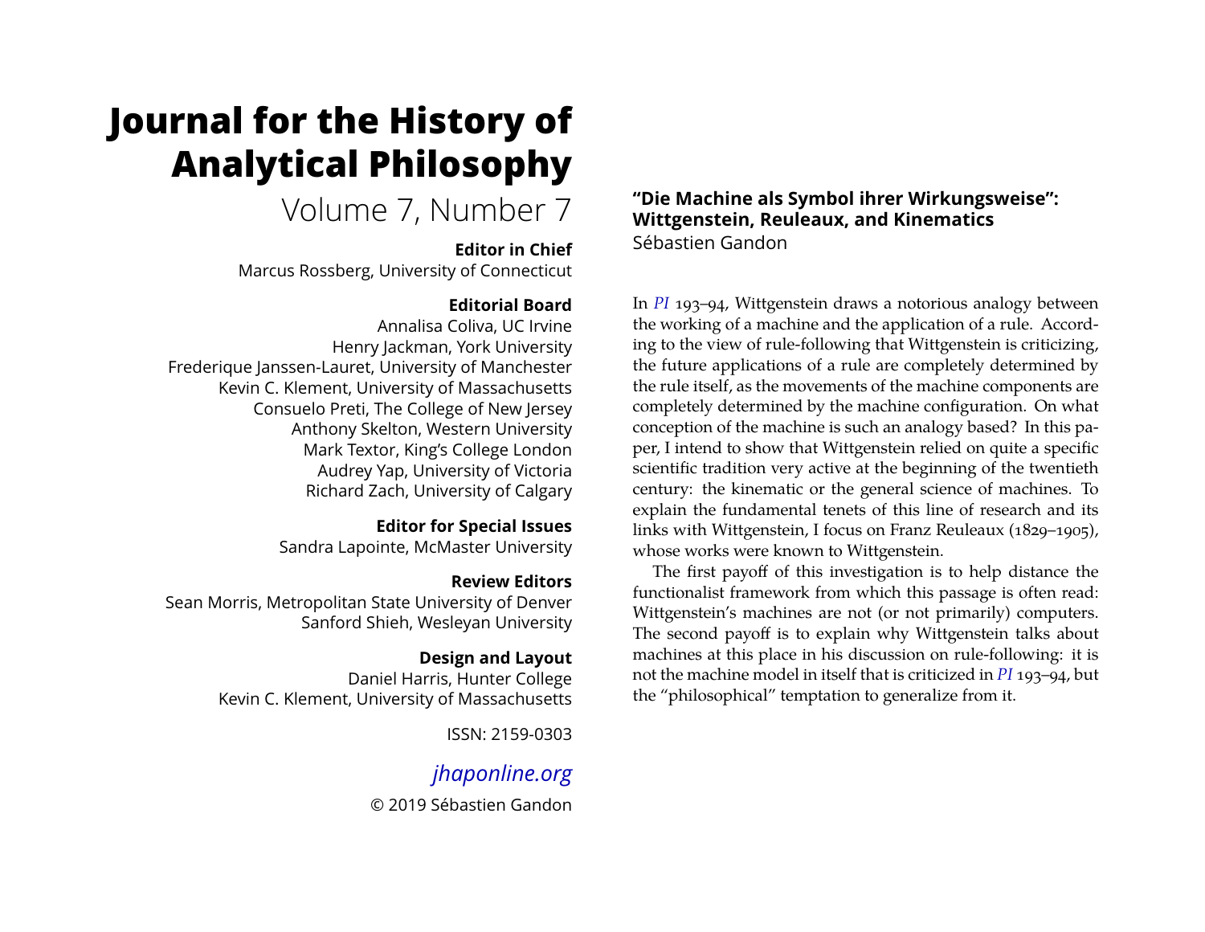# Journal for the History of Analytical Philosophy

Volume 7, Number 7

**Editor in Chief**
Marcus Rossberg, University of Connecticut

**Editorial Board**
Annalisa Coliva, UC Irvine
Henry Jackman, York University
Frederique Janssen-Lauret, University of Manchester
Kevin C. Klement, University of Massachusetts
Consuelo Preti, The College of New Jersey
Anthony Skelton, Western University
Mark Textor, King's College London
Audrey Yap, University of Victoria
Richard Zach, University of Calgary

**Editor for Special Issues**
Sandra Lapointe, McMaster University

**Review Editors**
Sean Morris, Metropolitan State University of Denver
Sanford Shieh, Wesleyan University

**Design and Layout**
Daniel Harris, Hunter College
Kevin C. Klement, University of Massachusetts

ISSN: 2159-0303

*jhaponline.org*

© 2019 Sébastien Gandon

## "Die Machine als Symbol ihrer Wirkungsweise": Wittgenstein, Reuleaux, and Kinematics

Sébastien Gandon

In *PI* 193–94, Wittgenstein draws a notorious analogy between the working of a machine and the application of a rule. According to the view of rule-following that Wittgenstein is criticizing, the future applications of a rule are completely determined by the rule itself, as the movements of the machine components are completely determined by the machine configuration. On what conception of the machine is such an analogy based? In this paper, I intend to show that Wittgenstein relied on quite a specific scientific tradition very active at the beginning of the twentieth century: the kinematic or the general science of machines. To explain the fundamental tenets of this line of research and its links with Wittgenstein, I focus on Franz Reuleaux (1829–1905), whose works were known to Wittgenstein.

The first payoff of this investigation is to help distance the functionalist framework from which this passage is often read: Wittgenstein's machines are not (or not primarily) computers. The second payoff is to explain why Wittgenstein talks about machines at this place in his discussion on rule-following: it is not the machine model in itself that is criticized in *PI* 193–94, but the "philosophical" temptation to generalize from it.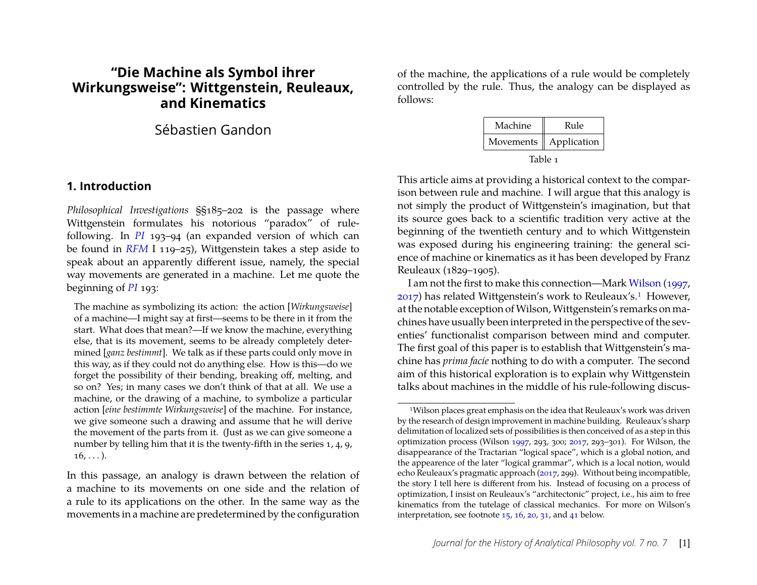# "Die Machine als Symbol ihrer Wirkungsweise": Wittgenstein, Reuleaux, and Kinematics

Sébastien Gandon

## 1. Introduction

*Philosophical Investigations* §§185–202 is the passage where Wittgenstein formulates his notorious "paradox" of rule-following. In *PI* 193–94 (an expanded version of which can be found in *RFM* I 119–25), Wittgenstein takes a step aside to speak about an apparently different issue, namely, the special way movements are generated in a machine. Let me quote the beginning of *PI* 193:

> The machine as symbolizing its action: the action [*Wirkungsweise*] of a machine—I might say at first—seems to be there in it from the start. What does that mean?—If we know the machine, everything else, that is its movement, seems to be already completely determined [*ganz bestimmt*]. We talk as if these parts could only move in this way, as if they could not do anything else. How is this—do we forget the possibility of their bending, breaking off, melting, and so on? Yes; in many cases we don't think of that at all. We use a machine, or the drawing of a machine, to symbolize a particular action [*eine bestimmte Wirkungsweise*] of the machine. For instance, we give someone such a drawing and assume that he will derive the movement of the parts from it. (Just as we can give someone a number by telling him that it is the twenty-fifth in the series 1, 4, 9, 16, . . . ).

In this passage, an analogy is drawn between the relation of a machine to its movements on one side and the relation of a rule to its applications on the other. In the same way as the movements in a machine are predetermined by the configuration of the machine, the applications of a rule would be completely controlled by the rule. Thus, the analogy can be displayed as follows:

| Machine | Rule |
|---|---|
| Movements | Application |

Table 1

This article aims at providing a historical context to the comparison between rule and machine. I will argue that this analogy is not simply the product of Wittgenstein's imagination, but that its source goes back to a scientific tradition very active at the beginning of the twentieth century and to which Wittgenstein was exposed during his engineering training: the general science of machine or kinematics as it has been developed by Franz Reuleaux (1829–1905).

I am not the first to make this connection—Mark Wilson (1997, 2017) has related Wittgenstein's work to Reuleaux's.[1] However, at the notable exception of Wilson, Wittgenstein's remarks on machines have usually been interpreted in the perspective of the seventies' functionalist comparison between mind and computer. The first goal of this paper is to establish that Wittgenstein's machine has *prima facie* nothing to do with a computer. The second aim of this historical exploration is to explain why Wittgenstein talks about machines in the middle of his rule-following discus-

[1] Wilson places great emphasis on the idea that Reuleaux's work was driven by the research of design improvement in machine building. Reuleaux's sharp delimitation of localized sets of possibilities is then conceived of as a step in this optimization process (Wilson 1997, 293, 300; 2017, 293–301). For Wilson, the disappearance of the Tractarian "logical space", which is a global notion, and the appearence of the later "logical grammar", which is a local notion, would echo Reuleaux's pragmatic approach (2017, 299). Without being incompatible, the story I tell here is different from his. Instead of focusing on a process of optimization, I insist on Reuleaux's "architectonic" project, i.e., his aim to free kinematics from the tutelage of classical mechanics. For more on Wilson's interpretation, see footnote 15, 16, 20, 31, and 41 below.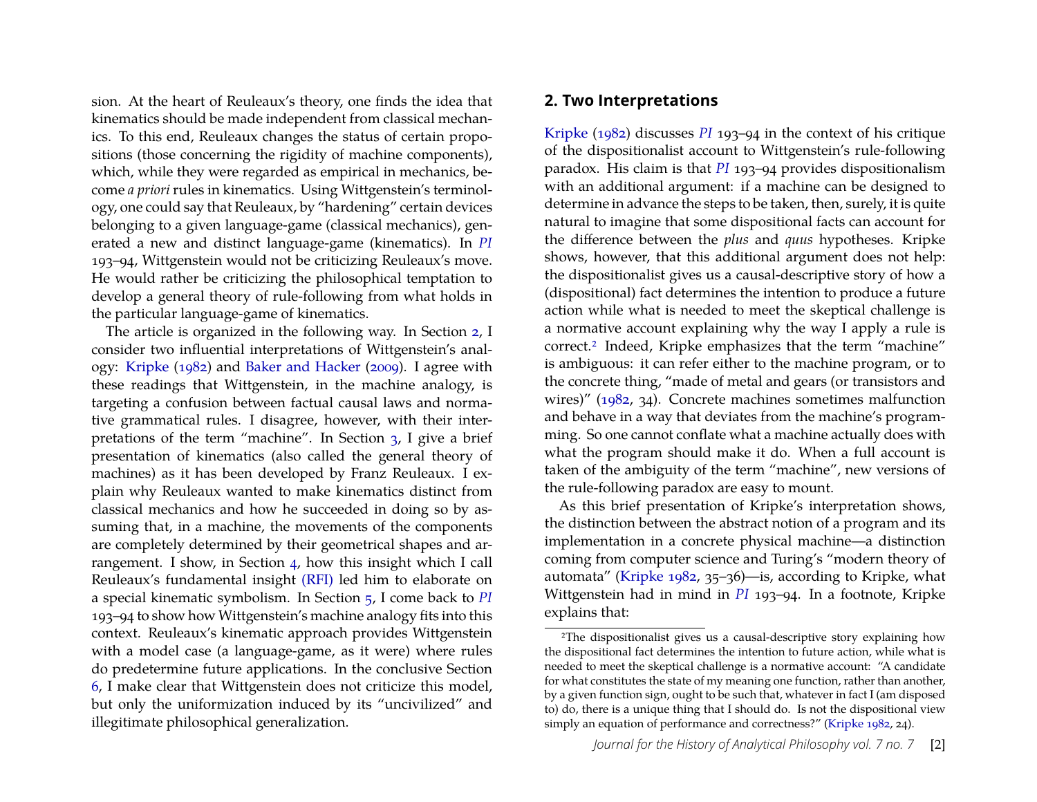sion. At the heart of Reuleaux's theory, one finds the idea that kinematics should be made independent from classical mechanics. To this end, Reuleaux changes the status of certain propositions (those concerning the rigidity of machine components), which, while they were regarded as empirical in mechanics, become *a priori* rules in kinematics. Using Wittgenstein's terminology, one could say that Reuleaux, by "hardening" certain devices belonging to a given language-game (classical mechanics), generated a new and distinct language-game (kinematics). In *PI* 193–94, Wittgenstein would not be criticizing Reuleaux's move. He would rather be criticizing the philosophical temptation to develop a general theory of rule-following from what holds in the particular language-game of kinematics.

The article is organized in the following way. In Section 2, I consider two influential interpretations of Wittgenstein's analogy: Kripke (1982) and Baker and Hacker (2009). I agree with these readings that Wittgenstein, in the machine analogy, is targeting a confusion between factual causal laws and normative grammatical rules. I disagree, however, with their interpretations of the term "machine". In Section 3, I give a brief presentation of kinematics (also called the general theory of machines) as it has been developed by Franz Reuleaux. I explain why Reuleaux wanted to make kinematics distinct from classical mechanics and how he succeeded in doing so by assuming that, in a machine, the movements of the components are completely determined by their geometrical shapes and arrangement. I show, in Section 4, how this insight which I call Reuleaux's fundamental insight (RFI) led him to elaborate on a special kinematic symbolism. In Section 5, I come back to *PI* 193–94 to show how Wittgenstein's machine analogy fits into this context. Reuleaux's kinematic approach provides Wittgenstein with a model case (a language-game, as it were) where rules do predetermine future applications. In the conclusive Section 6, I make clear that Wittgenstein does not criticize this model, but only the uniformization induced by its "uncivilized" and illegitimate philosophical generalization.

## 2. Two Interpretations

Kripke (1982) discusses *PI* 193–94 in the context of his critique of the dispositionalist account to Wittgenstein's rule-following paradox. His claim is that *PI* 193–94 provides dispositionalism with an additional argument: if a machine can be designed to determine in advance the steps to be taken, then, surely, it is quite natural to imagine that some dispositional facts can account for the difference between the *plus* and *quus* hypotheses. Kripke shows, however, that this additional argument does not help: the dispositionalist gives us a causal-descriptive story of how a (dispositional) fact determines the intention to produce a future action while what is needed to meet the skeptical challenge is a normative account explaining why the way I apply a rule is correct.[2] Indeed, Kripke emphasizes that the term "machine" is ambiguous: it can refer either to the machine program, or to the concrete thing, "made of metal and gears (or transistors and wires)" (1982, 34). Concrete machines sometimes malfunction and behave in a way that deviates from the machine's programming. So one cannot conflate what a machine actually does with what the program should make it do. When a full account is taken of the ambiguity of the term "machine", new versions of the rule-following paradox are easy to mount.

As this brief presentation of Kripke's interpretation shows, the distinction between the abstract notion of a program and its implementation in a concrete physical machine—a distinction coming from computer science and Turing's "modern theory of automata" (Kripke 1982, 35–36)—is, according to Kripke, what Wittgenstein had in mind in *PI* 193–94. In a footnote, Kripke explains that:

[2] The dispositionalist gives us a causal-descriptive story explaining how the dispositional fact determines the intention to future action, while what is needed to meet the skeptical challenge is a normative account: "A candidate for what constitutes the state of my meaning one function, rather than another, by a given function sign, ought to be such that, whatever in fact I (am disposed to) do, there is a unique thing that I should do. Is not the dispositional view simply an equation of performance and correctness?" (Kripke 1982, 24).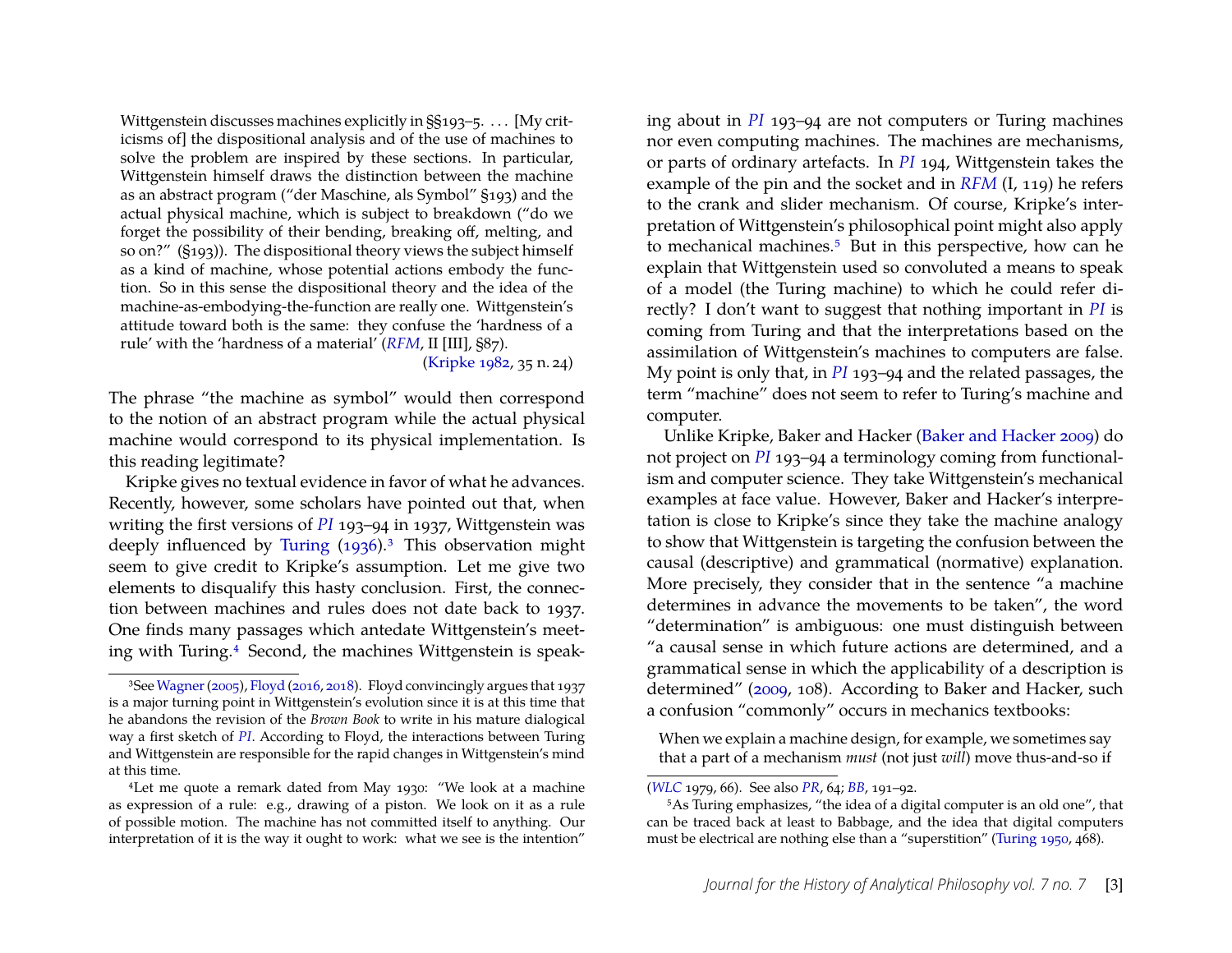> Wittgenstein discusses machines explicitly in §§193–5. . . . [My criticisms of] the dispositional analysis and of the use of machines to solve the problem are inspired by these sections. In particular, Wittgenstein himself draws the distinction between the machine as an abstract program ("der Maschine, als Symbol" §193) and the actual physical machine, which is subject to breakdown ("do we forget the possibility of their bending, breaking off, melting, and so on?" (§193)). The dispositional theory views the subject himself as a kind of machine, whose potential actions embody the function. So in this sense the dispositional theory and the idea of the machine-as-embodying-the-function are really one. Wittgenstein's attitude toward both is the same: they confuse the 'hardness of a rule' with the 'hardness of a material' (*RFM*, II [III], §87).
>
> (Kripke 1982, 35 n. 24)

The phrase "the machine as symbol" would then correspond to the notion of an abstract program while the actual physical machine would correspond to its physical implementation. Is this reading legitimate?

Kripke gives no textual evidence in favor of what he advances. Recently, however, some scholars have pointed out that, when writing the first versions of *PI* 193–94 in 1937, Wittgenstein was deeply influenced by Turing (1936).[3] This observation might seem to give credit to Kripke's assumption. Let me give two elements to disqualify this hasty conclusion. First, the connection between machines and rules does not date back to 1937. One finds many passages which antedate Wittgenstein's meeting with Turing.[4] Second, the machines Wittgenstein is speaking about in *PI* 193–94 are not computers or Turing machines nor even computing machines. The machines are mechanisms, or parts of ordinary artefacts. In *PI* 194, Wittgenstein takes the example of the pin and the socket and in *RFM* (I, 119) he refers to the crank and slider mechanism. Of course, Kripke's interpretation of Wittgenstein's philosophical point might also apply to mechanical machines.[5] But in this perspective, how can he explain that Wittgenstein used so convoluted a means to speak of a model (the Turing machine) to which he could refer directly? I don't want to suggest that nothing important in *PI* is coming from Turing and that the interpretations based on the assimilation of Wittgenstein's machines to computers are false. My point is only that, in *PI* 193–94 and the related passages, the term "machine" does not seem to refer to Turing's machine and computer.

Unlike Kripke, Baker and Hacker (Baker and Hacker 2009) do not project on *PI* 193–94 a terminology coming from functionalism and computer science. They take Wittgenstein's mechanical examples at face value. However, Baker and Hacker's interpretation is close to Kripke's since they take the machine analogy to show that Wittgenstein is targeting the confusion between the causal (descriptive) and grammatical (normative) explanation. More precisely, they consider that in the sentence "a machine determines in advance the movements to be taken", the word "determination" is ambiguous: one must distinguish between "a causal sense in which future actions are determined, and a grammatical sense in which the applicability of a description is determined" (2009, 108). According to Baker and Hacker, such a confusion "commonly" occurs in mechanics textbooks:

> When we explain a machine design, for example, we sometimes say that a part of a mechanism *must* (not just *will*) move thus-and-so if

---

[3] See Wagner (2005), Floyd (2016, 2018). Floyd convincingly argues that 1937 is a major turning point in Wittgenstein's evolution since it is at this time that he abandons the revision of the *Brown Book* to write in his mature dialogical way a first sketch of *PI*. According to Floyd, the interactions between Turing and Wittgenstein are responsible for the rapid changes in Wittgenstein's mind at this time.

[4] Let me quote a remark dated from May 1930: "We look at a machine as expression of a rule: e.g., drawing of a piston. We look on it as a rule of possible motion. The machine has not committed itself to anything. Our interpretation of it is the way it ought to work: what we see is the intention" (*WLC* 1979, 66). See also *PR*, 64; *BB*, 191–92.

[5] As Turing emphasizes, "the idea of a digital computer is an old one", that can be traced back at least to Babbage, and the idea that digital computers must be electrical are nothing else than a "superstition" (Turing 1950, 468).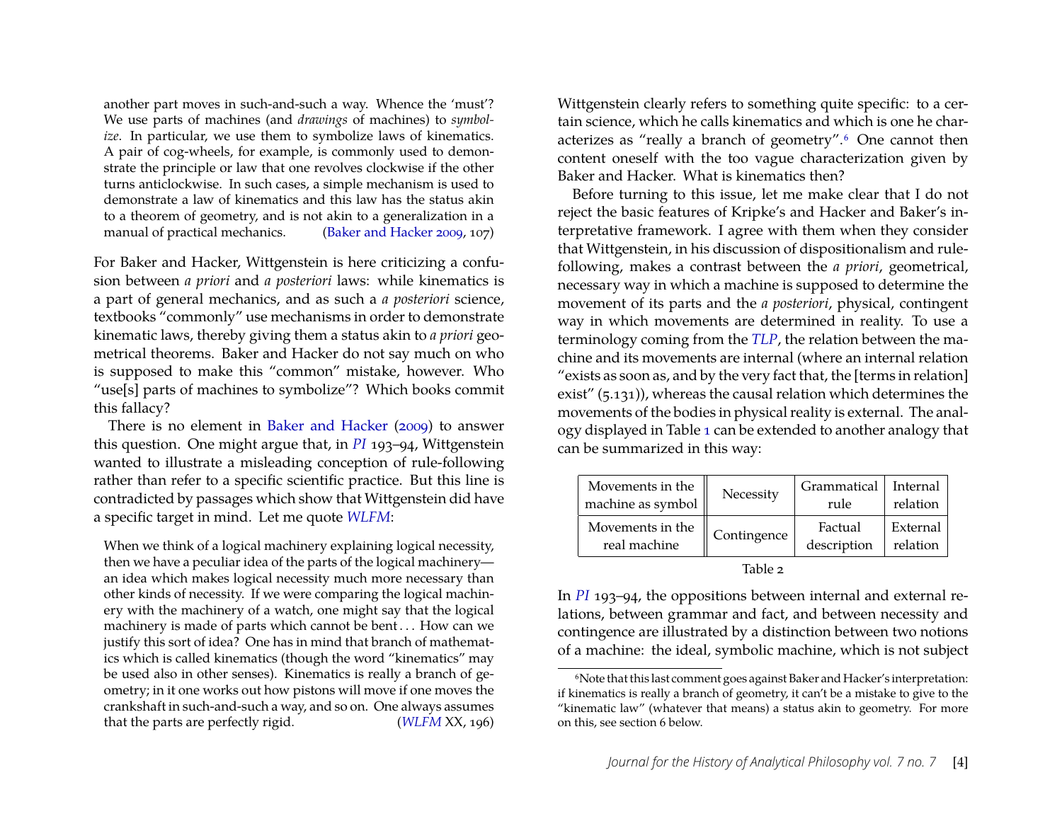> another part moves in such-and-such a way. Whence the 'must'? We use parts of machines (and *drawings* of machines) to *symbolize*. In particular, we use them to symbolize laws of kinematics. A pair of cog-wheels, for example, is commonly used to demonstrate the principle or law that one revolves clockwise if the other turns anticlockwise. In such cases, a simple mechanism is used to demonstrate a law of kinematics and this law has the status akin to a theorem of geometry, and is not akin to a generalization in a manual of practical mechanics. (Baker and Hacker 2009, 107)

For Baker and Hacker, Wittgenstein is here criticizing a confusion between *a priori* and *a posteriori* laws: while kinematics is a part of general mechanics, and as such a *a posteriori* science, textbooks "commonly" use mechanisms in order to demonstrate kinematic laws, thereby giving them a status akin to *a priori* geometrical theorems. Baker and Hacker do not say much on who is supposed to make this "common" mistake, however. Who "use[s] parts of machines to symbolize"? Which books commit this fallacy?

There is no element in Baker and Hacker (2009) to answer this question. One might argue that, in *PI* 193–94, Wittgenstein wanted to illustrate a misleading conception of rule-following rather than refer to a specific scientific practice. But this line is contradicted by passages which show that Wittgenstein did have a specific target in mind. Let me quote *WLFM*:

> When we think of a logical machinery explaining logical necessity, then we have a peculiar idea of the parts of the logical machinery—an idea which makes logical necessity much more necessary than other kinds of necessity. If we were comparing the logical machinery with the machinery of a watch, one might say that the logical machinery is made of parts which cannot be bent . . . How can we justify this sort of idea? One has in mind that branch of mathematics which is called kinematics (though the word "kinematics" may be used also in other senses). Kinematics is really a branch of geometry; in it one works out how pistons will move if one moves the crankshaft in such-and-such a way, and so on. One always assumes that the parts are perfectly rigid. (*WLFM* XX, 196)

Wittgenstein clearly refers to something quite specific: to a certain science, which he calls kinematics and which is one he characterizes as "really a branch of geometry".[6] One cannot then content oneself with the too vague characterization given by Baker and Hacker. What is kinematics then?

Before turning to this issue, let me make clear that I do not reject the basic features of Kripke's and Hacker and Baker's interpretative framework. I agree with them when they consider that Wittgenstein, in his discussion of dispositionalism and rule-following, makes a contrast between the *a priori*, geometrical, necessary way in which a machine is supposed to determine the movement of its parts and the *a posteriori*, physical, contingent way in which movements are determined in reality. To use a terminology coming from the *TLP*, the relation between the machine and its movements are internal (where an internal relation "exists as soon as, and by the very fact that, the [terms in relation] exist" (5.131)), whereas the causal relation which determines the movements of the bodies in physical reality is external. The analogy displayed in Table 1 can be extended to another analogy that can be summarized in this way:

| Movements in the machine as symbol | Necessity | Grammatical rule | Internal relation |
|---|---|---|---|
| Movements in the real machine | Contingence | Factual description | External relation |

Table 2

In *PI* 193–94, the oppositions between internal and external relations, between grammar and fact, and between necessity and contingence are illustrated by a distinction between two notions of a machine: the ideal, symbolic machine, which is not subject

[6] Note that this last comment goes against Baker and Hacker's interpretation: if kinematics is really a branch of geometry, it can't be a mistake to give to the "kinematic law" (whatever that means) a status akin to geometry. For more on this, see section 6 below.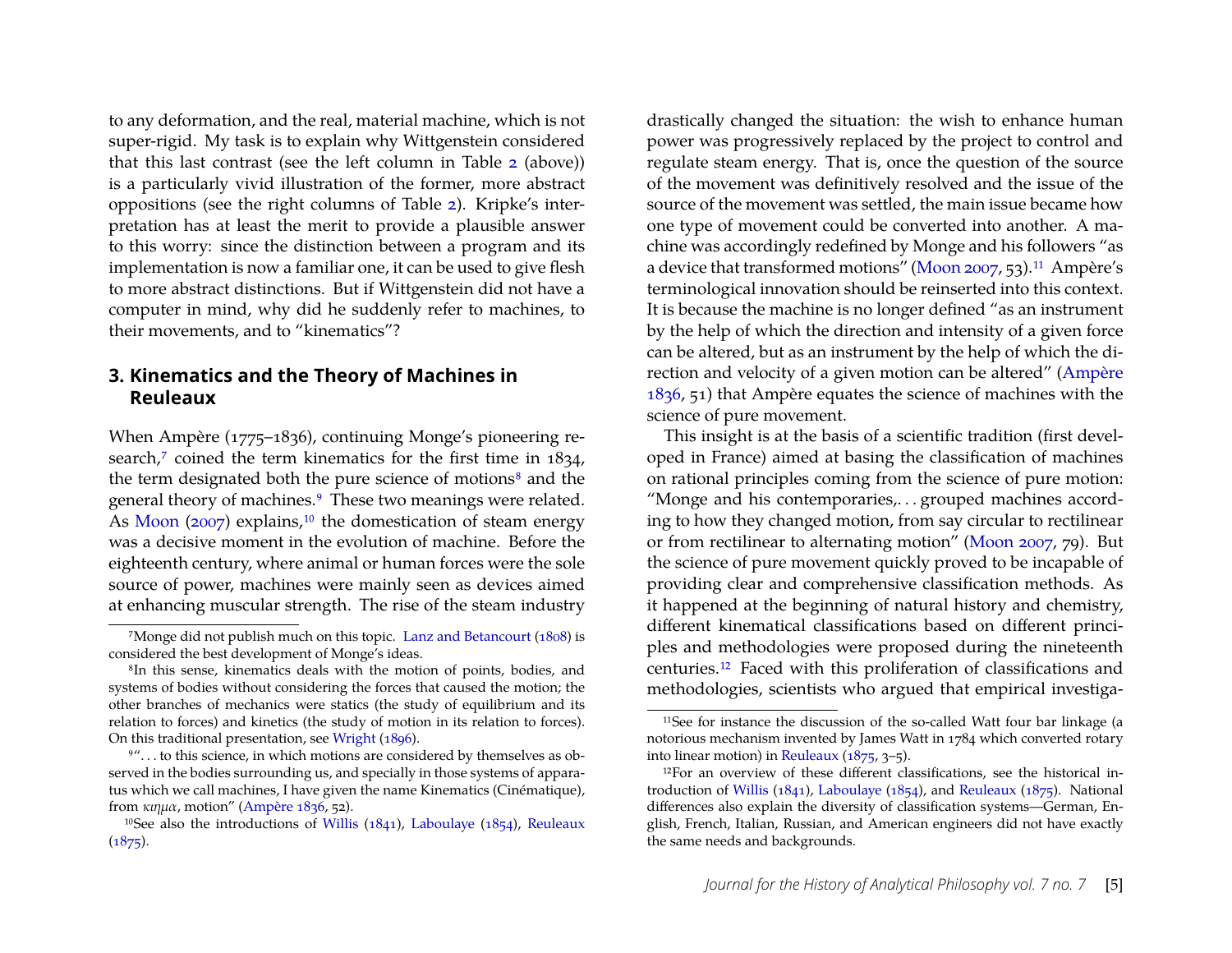to any deformation, and the real, material machine, which is not super-rigid. My task is to explain why Wittgenstein considered that this last contrast (see the left column in Table 2 (above)) is a particularly vivid illustration of the former, more abstract oppositions (see the right columns of Table 2). Kripke's interpretation has at least the merit to provide a plausible answer to this worry: since the distinction between a program and its implementation is now a familiar one, it can be used to give flesh to more abstract distinctions. But if Wittgenstein did not have a computer in mind, why did he suddenly refer to machines, to their movements, and to "kinematics"?

## 3. Kinematics and the Theory of Machines in Reuleaux

When Ampère (1775–1836), continuing Monge's pioneering research,[7] coined the term kinematics for the first time in 1834, the term designated both the pure science of motions[8] and the general theory of machines.[9] These two meanings were related. As Moon (2007) explains,[10] the domestication of steam energy was a decisive moment in the evolution of machine. Before the eighteenth century, where animal or human forces were the sole source of power, machines were mainly seen as devices aimed at enhancing muscular strength. The rise of the steam industry drastically changed the situation: the wish to enhance human power was progressively replaced by the project to control and regulate steam energy. That is, once the question of the source of the movement was definitively resolved and the issue of the source of the movement was settled, the main issue became how one type of movement could be converted into another. A machine was accordingly redefined by Monge and his followers "as a device that transformed motions" (Moon 2007, 53).[11] Ampère's terminological innovation should be reinserted into this context. It is because the machine is no longer defined "as an instrument by the help of which the direction and intensity of a given force can be altered, but as an instrument by the help of which the direction and velocity of a given motion can be altered" (Ampère 1836, 51) that Ampère equates the science of machines with the science of pure movement.

This insight is at the basis of a scientific tradition (first developed in France) aimed at basing the classification of machines on rational principles coming from the science of pure motion: "Monge and his contemporaries,. . . grouped machines according to how they changed motion, from say circular to rectilinear or from rectilinear to alternating motion" (Moon 2007, 79). But the science of pure movement quickly proved to be incapable of providing clear and comprehensive classification methods. As it happened at the beginning of natural history and chemistry, different kinematical classifications based on different principles and methodologies were proposed during the nineteenth centuries.[12] Faced with this proliferation of classifications and methodologies, scientists who argued that empirical investiga-

---

[7] Monge did not publish much on this topic. Lanz and Betancourt (1808) is considered the best development of Monge's ideas.

[8] In this sense, kinematics deals with the motion of points, bodies, and systems of bodies without considering the forces that caused the motion; the other branches of mechanics were statics (the study of equilibrium and its relation to forces) and kinetics (the study of motion in its relation to forces). On this traditional presentation, see Wright (1896).

[9] ". . . to this science, in which motions are considered by themselves as observed in the bodies surrounding us, and specially in those systems of apparatus which we call machines, I have given the name Kinematics (Cinématique), from κιημα, motion" (Ampère 1836, 52).

[10] See also the introductions of Willis (1841), Laboulaye (1854), Reuleaux (1875).

[11] See for instance the discussion of the so-called Watt four bar linkage (a notorious mechanism invented by James Watt in 1784 which converted rotary into linear motion) in Reuleaux (1875, 3–5).

[12] For an overview of these different classifications, see the historical introduction of Willis (1841), Laboulaye (1854), and Reuleaux (1875). National differences also explain the diversity of classification systems—German, English, French, Italian, Russian, and American engineers did not have exactly the same needs and backgrounds.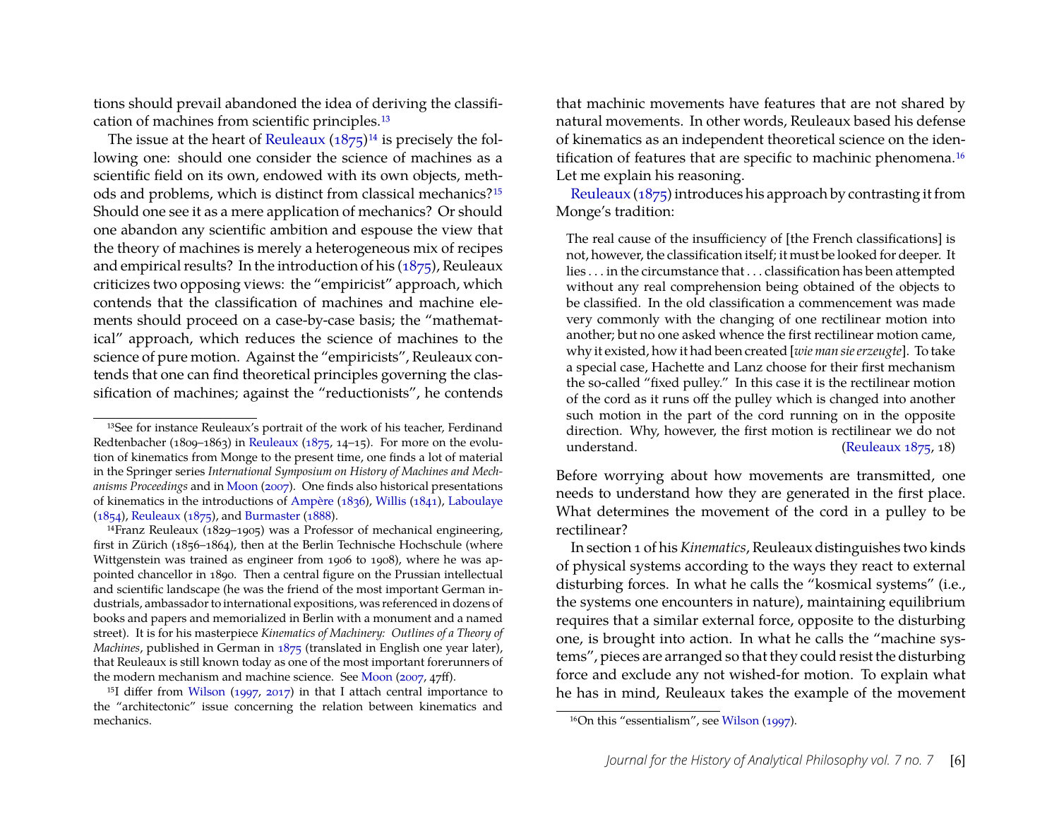tions should prevail abandoned the idea of deriving the classification of machines from scientific principles.[13]

The issue at the heart of Reuleaux (1875)[14] is precisely the following one: should one consider the science of machines as a scientific field on its own, endowed with its own objects, methods and problems, which is distinct from classical mechanics?[15] Should one see it as a mere application of mechanics? Or should one abandon any scientific ambition and espouse the view that the theory of machines is merely a heterogeneous mix of recipes and empirical results? In the introduction of his (1875), Reuleaux criticizes two opposing views: the "empiricist" approach, which contends that the classification of machines and machine elements should proceed on a case-by-case basis; the "mathematical" approach, which reduces the science of machines to the science of pure motion. Against the "empiricists", Reuleaux contends that one can find theoretical principles governing the classification of machines; against the "reductionists", he contends that machinic movements have features that are not shared by natural movements. In other words, Reuleaux based his defense of kinematics as an independent theoretical science on the identification of features that are specific to machinic phenomena.[16] Let me explain his reasoning.

Reuleaux (1875) introduces his approach by contrasting it from Monge's tradition:

> The real cause of the insufficiency of [the French classifications] is not, however, the classification itself; it must be looked for deeper. It lies . . . in the circumstance that . . . classification has been attempted without any real comprehension being obtained of the objects to be classified. In the old classification a commencement was made very commonly with the changing of one rectilinear motion into another; but no one asked whence the first rectilinear motion came, why it existed, how it had been created [*wie man sie erzeugte*]. To take a special case, Hachette and Lanz choose for their first mechanism the so-called "fixed pulley." In this case it is the rectilinear motion of the cord as it runs off the pulley which is changed into another such motion in the part of the cord running on in the opposite direction. Why, however, the first motion is rectilinear we do not understand. (Reuleaux 1875, 18)

Before worrying about how movements are transmitted, one needs to understand how they are generated in the first place. What determines the movement of the cord in a pulley to be rectilinear?

In section 1 of his *Kinematics*, Reuleaux distinguishes two kinds of physical systems according to the ways they react to external disturbing forces. In what he calls the "kosmical systems" (i.e., the systems one encounters in nature), maintaining equilibrium requires that a similar external force, opposite to the disturbing one, is brought into action. In what he calls the "machine systems", pieces are arranged so that they could resist the disturbing force and exclude any not wished-for motion. To explain what he has in mind, Reuleaux takes the example of the movement

[13] See for instance Reuleaux's portrait of the work of his teacher, Ferdinand Redtenbacher (1809–1863) in Reuleaux (1875, 14–15). For more on the evolution of kinematics from Monge to the present time, one finds a lot of material in the Springer series *International Symposium on History of Machines and Mechanisms Proceedings* and in Moon (2007). One finds also historical presentations of kinematics in the introductions of Ampère (1836), Willis (1841), Laboulaye (1854), Reuleaux (1875), and Burmaster (1888).

[14] Franz Reuleaux (1829–1905) was a Professor of mechanical engineering, first in Zürich (1856–1864), then at the Berlin Technische Hochschule (where Wittgenstein was trained as engineer from 1906 to 1908), where he was appointed chancellor in 1890. Then a central figure on the Prussian intellectual and scientific landscape (he was the friend of the most important German industrials, ambassador to international expositions, was referenced in dozens of books and papers and memorialized in Berlin with a monument and a named street). It is for his masterpiece *Kinematics of Machinery: Outlines of a Theory of Machines*, published in German in 1875 (translated in English one year later), that Reuleaux is still known today as one of the most important forerunners of the modern mechanism and machine science. See Moon (2007, 47ff).

[15] I differ from Wilson (1997, 2017) in that I attach central importance to the "architectonic" issue concerning the relation between kinematics and mechanics.

[16] On this "essentialism", see Wilson (1997).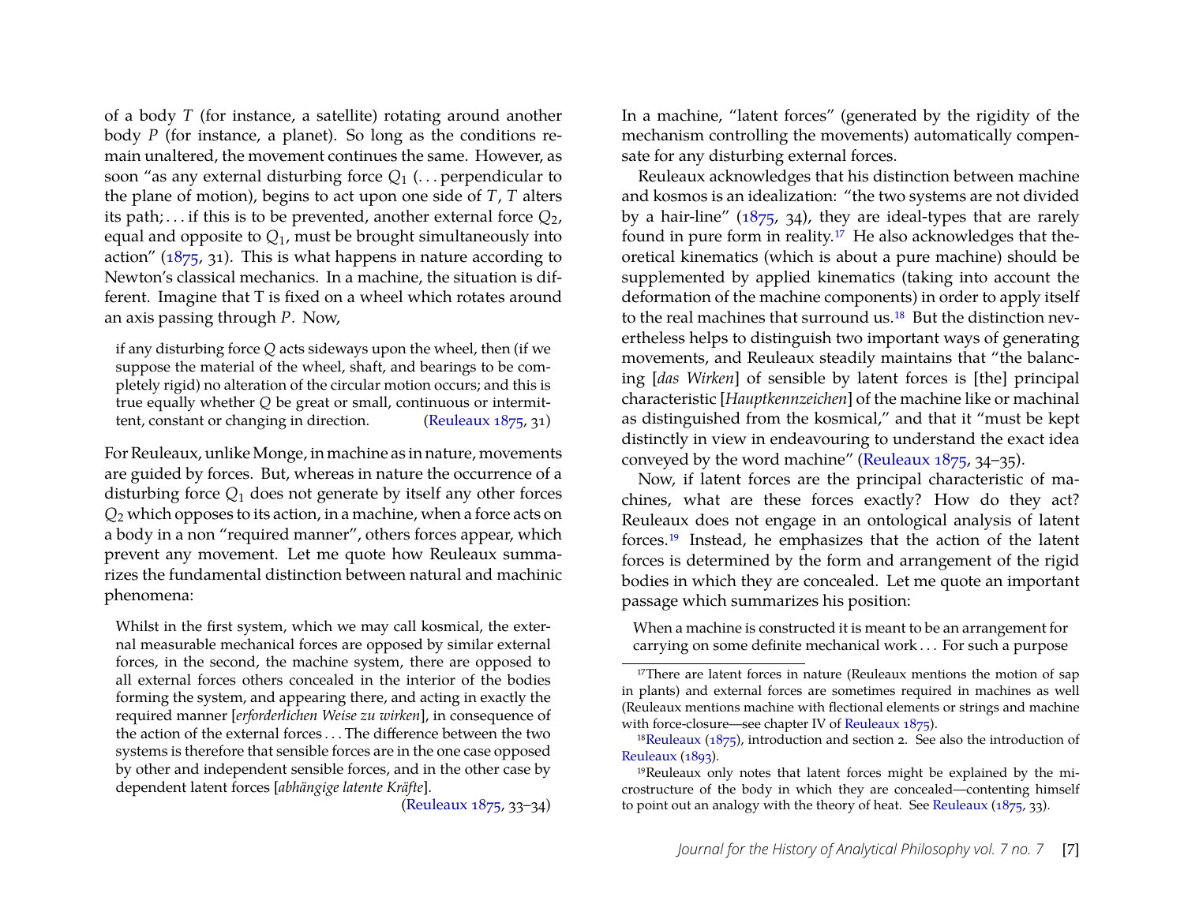of a body $T$ (for instance, a satellite) rotating around another body $P$ (for instance, a planet). So long as the conditions remain unaltered, the movement continues the same. However, as soon "as any external disturbing force $Q_1$ (. . . perpendicular to the plane of motion), begins to act upon one side of $T$, $T$ alters its path; . . . if this is to be prevented, another external force $Q_2$, equal and opposite to $Q_1$, must be brought simultaneously into action" (1875, 31). This is what happens in nature according to Newton's classical mechanics. In a machine, the situation is different. Imagine that T is fixed on a wheel which rotates around an axis passing through $P$. Now,

> if any disturbing force $Q$ acts sideways upon the wheel, then (if we suppose the material of the wheel, shaft, and bearings to be completely rigid) no alteration of the circular motion occurs; and this is true equally whether $Q$ be great or small, continuous or intermittent, constant or changing in direction. (Reuleaux 1875, 31)

For Reuleaux, unlike Monge, in machine as in nature, movements are guided by forces. But, whereas in nature the occurrence of a disturbing force $Q_1$ does not generate by itself any other forces $Q_2$ which opposes to its action, in a machine, when a force acts on a body in a non "required manner", others forces appear, which prevent any movement. Let me quote how Reuleaux summarizes the fundamental distinction between natural and machinic phenomena:

> Whilst in the first system, which we may call kosmical, the external measurable mechanical forces are opposed by similar external forces, in the second, the machine system, there are opposed to all external forces others concealed in the interior of the bodies forming the system, and appearing there, and acting in exactly the required manner [*erforderlichen Weise zu wirken*], in consequence of the action of the external forces . . . The difference between the two systems is therefore that sensible forces are in the one case opposed by other and independent sensible forces, and in the other case by dependent latent forces [*abhängige latente Kräfte*]. (Reuleaux 1875, 33–34)

In a machine, "latent forces" (generated by the rigidity of the mechanism controlling the movements) automatically compensate for any disturbing external forces.

Reuleaux acknowledges that his distinction between machine and kosmos is an idealization: "the two systems are not divided by a hair-line" (1875, 34), they are ideal-types that are rarely found in pure form in reality.[17] He also acknowledges that theoretical kinematics (which is about a pure machine) should be supplemented by applied kinematics (taking into account the deformation of the machine components) in order to apply itself to the real machines that surround us.[18] But the distinction nevertheless helps to distinguish two important ways of generating movements, and Reuleaux steadily maintains that "the balancing [*das Wirken*] of sensible by latent forces is [the] principal characteristic [*Hauptkennzeichen*] of the machine like or machinal as distinguished from the kosmical," and that it "must be kept distinctly in view in endeavouring to understand the exact idea conveyed by the word machine" (Reuleaux 1875, 34–35).

Now, if latent forces are the principal characteristic of machines, what are these forces exactly? How do they act? Reuleaux does not engage in an ontological analysis of latent forces.[19] Instead, he emphasizes that the action of the latent forces is determined by the form and arrangement of the rigid bodies in which they are concealed. Let me quote an important passage which summarizes his position:

> When a machine is constructed it is meant to be an arrangement for carrying on some definite mechanical work . . . For such a purpose

[17] There are latent forces in nature (Reuleaux mentions the motion of sap in plants) and external forces are sometimes required in machines as well (Reuleaux mentions machine with flectional elements or strings and machine with force-closure—see chapter IV of Reuleaux 1875).

[18] Reuleaux (1875), introduction and section 2. See also the introduction of Reuleaux (1893).

[19] Reuleaux only notes that latent forces might be explained by the microstructure of the body in which they are concealed—contenting himself to point out an analogy with the theory of heat. See Reuleaux (1875, 33).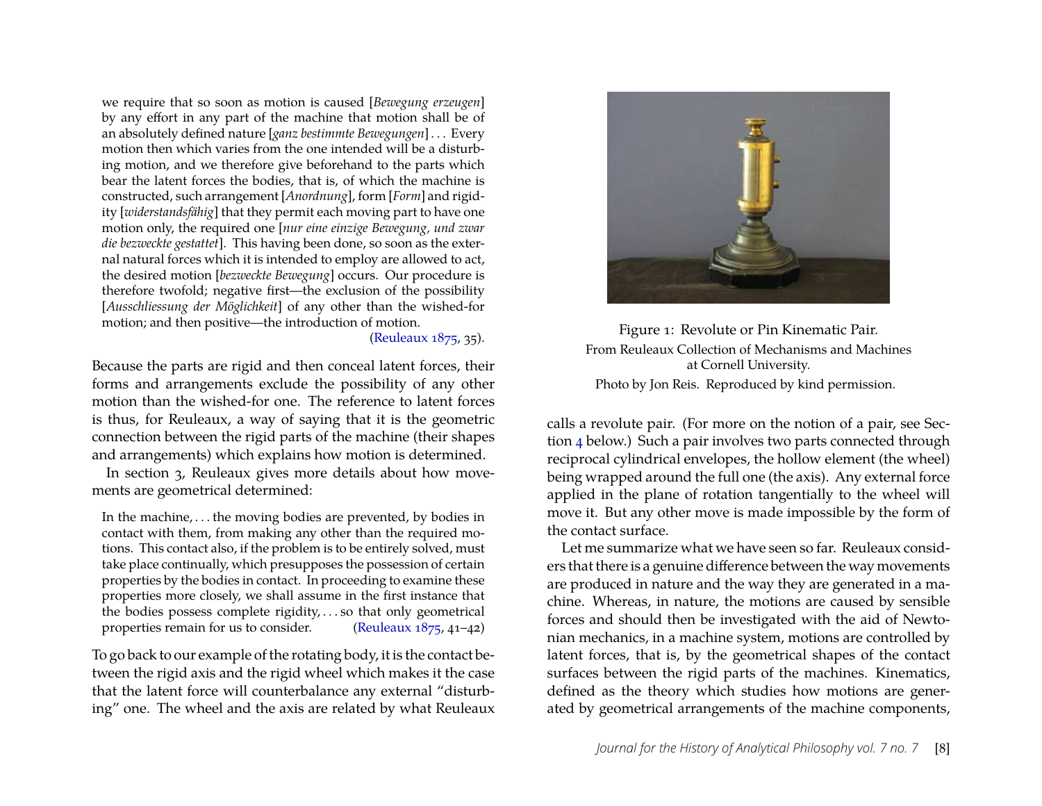> we require that so soon as motion is caused [*Bewegung erzeugen*] by any effort in any part of the machine that motion shall be of an absolutely defined nature [*ganz bestimmte Bewegungen*] . . . Every motion then which varies from the one intended will be a disturbing motion, and we therefore give beforehand to the parts which bear the latent forces the bodies, that is, of which the machine is constructed, such arrangement [*Anordnung*], form [*Form*] and rigidity [*widerstandsfähig*] that they permit each moving part to have one motion only, the required one [*nur eine einzige Bewegung, und zwar die bezweckte gestattet*]. This having been done, so soon as the external natural forces which it is intended to employ are allowed to act, the desired motion [*bezweckte Bewegung*] occurs. Our procedure is therefore twofold; negative first—the exclusion of the possibility [*Ausschliessung der Möglichkeit*] of any other than the wished-for motion; and then positive—the introduction of motion. (Reuleaux 1875, 35).

Because the parts are rigid and then conceal latent forces, their forms and arrangements exclude the possibility of any other motion than the wished-for one. The reference to latent forces is thus, for Reuleaux, a way of saying that it is the geometric connection between the rigid parts of the machine (their shapes and arrangements) which explains how motion is determined.

In section 3, Reuleaux gives more details about how movements are geometrical determined:

> In the machine, . . . the moving bodies are prevented, by bodies in contact with them, from making any other than the required motions. This contact also, if the problem is to be entirely solved, must take place continually, which presupposes the possession of certain properties by the bodies in contact. In proceeding to examine these properties more closely, we shall assume in the first instance that the bodies possess complete rigidity, . . . so that only geometrical properties remain for us to consider. (Reuleaux 1875, 41–42)

To go back to our example of the rotating body, it is the contact between the rigid axis and the rigid wheel which makes it the case that the latent force will counterbalance any external "disturbing" one. The wheel and the axis are related by what Reuleaux calls a revolute pair. (For more on the notion of a pair, see Section 4 below.) Such a pair involves two parts connected through reciprocal cylindrical envelopes, the hollow element (the wheel) being wrapped around the full one (the axis). Any external force applied in the plane of rotation tangentially to the wheel will move it. But any other move is made impossible by the form of the contact surface.

Figure 1: Revolute or Pin Kinematic Pair.
From Reuleaux Collection of Mechanisms and Machines at Cornell University.
Photo by Jon Reis. Reproduced by kind permission.

Let me summarize what we have seen so far. Reuleaux considers that there is a genuine difference between the way movements are produced in nature and the way they are generated in a machine. Whereas, in nature, the motions are caused by sensible forces and should then be investigated with the aid of Newtonian mechanics, in a machine system, motions are controlled by latent forces, that is, by the geometrical shapes of the contact surfaces between the rigid parts of the machines. Kinematics, defined as the theory which studies how motions are generated by geometrical arrangements of the machine components,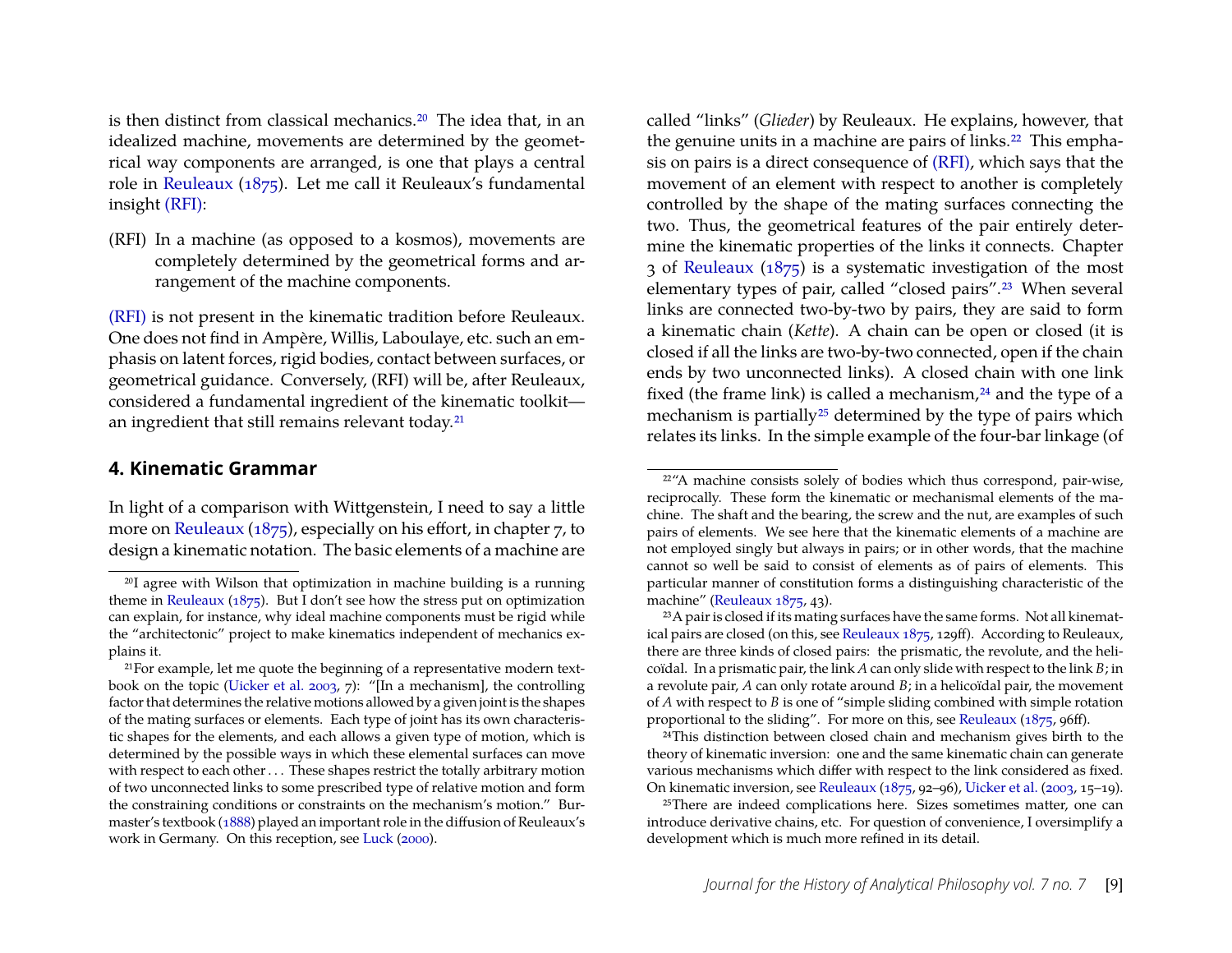is then distinct from classical mechanics.[20] The idea that, in an idealized machine, movements are determined by the geometrical way components are arranged, is one that plays a central role in Reuleaux (1875). Let me call it Reuleaux's fundamental insight (RFI):

(RFI) In a machine (as opposed to a kosmos), movements are completely determined by the geometrical forms and arrangement of the machine components.

(RFI) is not present in the kinematic tradition before Reuleaux. One does not find in Ampère, Willis, Laboulaye, etc. such an emphasis on latent forces, rigid bodies, contact between surfaces, or geometrical guidance. Conversely, (RFI) will be, after Reuleaux, considered a fundamental ingredient of the kinematic toolkit—an ingredient that still remains relevant today.[21]

## 4. Kinematic Grammar

In light of a comparison with Wittgenstein, I need to say a little more on Reuleaux (1875), especially on his effort, in chapter 7, to design a kinematic notation. The basic elements of a machine are called "links" (*Glieder*) by Reuleaux. He explains, however, that the genuine units in a machine are pairs of links.[22] This emphasis on pairs is a direct consequence of (RFI), which says that the movement of an element with respect to another is completely controlled by the shape of the mating surfaces connecting the two. Thus, the geometrical features of the pair entirely determine the kinematic properties of the links it connects. Chapter 3 of Reuleaux (1875) is a systematic investigation of the most elementary types of pair, called "closed pairs".[23] When several links are connected two-by-two by pairs, they are said to form a kinematic chain (*Kette*). A chain can be open or closed (it is closed if all the links are two-by-two connected, open if the chain ends by two unconnected links). A closed chain with one link fixed (the frame link) is called a mechanism,[24] and the type of a mechanism is partially[25] determined by the type of pairs which relates its links. In the simple example of the four-bar linkage (of

[20] I agree with Wilson that optimization in machine building is a running theme in Reuleaux (1875). But I don't see how the stress put on optimization can explain, for instance, why ideal machine components must be rigid while the "architectonic" project to make kinematics independent of mechanics explains it.

[21] For example, let me quote the beginning of a representative modern textbook on the topic (Uicker et al. 2003, 7): "[In a mechanism], the controlling factor that determines the relative motions allowed by a given joint is the shapes of the mating surfaces or elements. Each type of joint has its own characteristic shapes for the elements, and each allows a given type of motion, which is determined by the possible ways in which these elemental surfaces can move with respect to each other . . . These shapes restrict the totally arbitrary motion of two unconnected links to some prescribed type of relative motion and form the constraining conditions or constraints on the mechanism's motion." Burmaster's textbook (1888) played an important role in the diffusion of Reuleaux's work in Germany. On this reception, see Luck (2000).

[22] "A machine consists solely of bodies which thus correspond, pair-wise, reciprocally. These form the kinematic or mechanismal elements of the machine. The shaft and the bearing, the screw and the nut, are examples of such pairs of elements. We see here that the kinematic elements of a machine are not employed singly but always in pairs; or in other words, that the machine cannot so well be said to consist of elements as of pairs of elements. This particular manner of constitution forms a distinguishing characteristic of the machine" (Reuleaux 1875, 43).

[23] A pair is closed if its mating surfaces have the same forms. Not all kinematical pairs are closed (on this, see Reuleaux 1875, 129ff). According to Reuleaux, there are three kinds of closed pairs: the prismatic, the revolute, and the helicoïdal. In a prismatic pair, the link $A$ can only slide with respect to the link $B$; in a revolute pair, $A$ can only rotate around $B$; in a helicoïdal pair, the movement of $A$ with respect to $B$ is one of "simple sliding combined with simple rotation proportional to the sliding". For more on this, see Reuleaux (1875, 96ff).

[24] This distinction between closed chain and mechanism gives birth to the theory of kinematic inversion: one and the same kinematic chain can generate various mechanisms which differ with respect to the link considered as fixed. On kinematic inversion, see Reuleaux (1875, 92–96), Uicker et al. (2003, 15–19).

[25] There are indeed complications here. Sizes sometimes matter, one can introduce derivative chains, etc. For question of convenience, I oversimplify a development which is much more refined in its detail.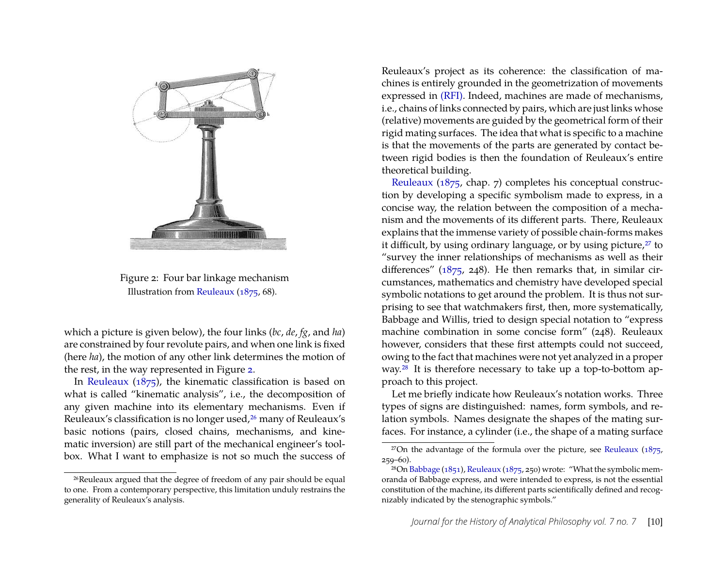Figure 2: Four bar linkage mechanism
Illustration from Reuleaux (1875, 68).

which a picture is given below), the four links (*bc*, *de*, *fg*, and *ha*) are constrained by four revolute pairs, and when one link is fixed (here *ha*), the motion of any other link determines the motion of the rest, in the way represented in Figure 2.

In Reuleaux (1875), the kinematic classification is based on what is called "kinematic analysis", i.e., the decomposition of any given machine into its elementary mechanisms. Even if Reuleaux's classification is no longer used,[26] many of Reuleaux's basic notions (pairs, closed chains, mechanisms, and kinematic inversion) are still part of the mechanical engineer's toolbox. What I want to emphasize is not so much the success of Reuleaux's project as its coherence: the classification of machines is entirely grounded in the geometrization of movements expressed in (RFI). Indeed, machines are made of mechanisms, i.e., chains of links connected by pairs, which are just links whose (relative) movements are guided by the geometrical form of their rigid mating surfaces. The idea that what is specific to a machine is that the movements of the parts are generated by contact between rigid bodies is then the foundation of Reuleaux's entire theoretical building.

Reuleaux (1875, chap. 7) completes his conceptual construction by developing a specific symbolism made to express, in a concise way, the relation between the composition of a mechanism and the movements of its different parts. There, Reuleaux explains that the immense variety of possible chain-forms makes it difficult, by using ordinary language, or by using picture,[27] to "survey the inner relationships of mechanisms as well as their differences" (1875, 248). He then remarks that, in similar circumstances, mathematics and chemistry have developed special symbolic notations to get around the problem. It is thus not surprising to see that watchmakers first, then, more systematically, Babbage and Willis, tried to design special notation to "express machine combination in some concise form" (248). Reuleaux however, considers that these first attempts could not succeed, owing to the fact that machines were not yet analyzed in a proper way.[28] It is therefore necessary to take up a top-to-bottom approach to this project.

Let me briefly indicate how Reuleaux's notation works. Three types of signs are distinguished: names, form symbols, and relation symbols. Names designate the shapes of the mating surfaces. For instance, a cylinder (i.e., the shape of a mating surface

---

[26] Reuleaux argued that the degree of freedom of any pair should be equal to one. From a contemporary perspective, this limitation unduly restrains the generality of Reuleaux's analysis.

[27] On the advantage of the formula over the picture, see Reuleaux (1875, 259–60).

[28] On Babbage (1851), Reuleaux (1875, 250) wrote: "What the symbolic memoranda of Babbage express, and were intended to express, is not the essential constitution of the machine, its different parts scientifically defined and recognizably indicated by the stenographic symbols."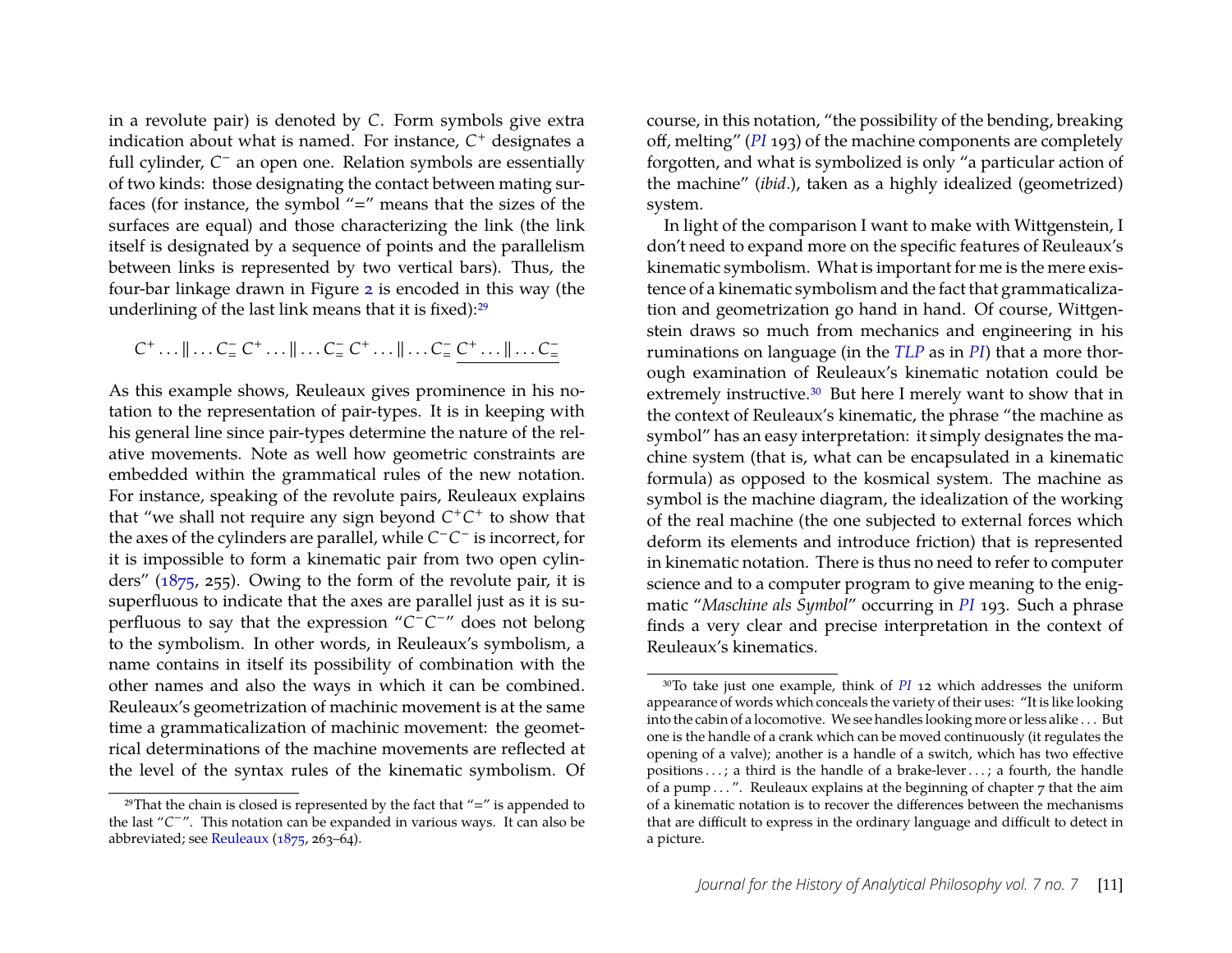in a revolute pair) is denoted by $C$. Form symbols give extra indication about what is named. For instance, $C^+$ designates a full cylinder, $C^-$ an open one. Relation symbols are essentially of two kinds: those designating the contact between mating surfaces (for instance, the symbol "=" means that the sizes of the surfaces are equal) and those characterizing the link (the link itself is designated by a sequence of points and the parallelism between links is represented by two vertical bars). Thus, the four-bar linkage drawn in Figure 2 is encoded in this way (the underlining of the last link means that it is fixed):[29]

$$C^+ \ldots \| \ldots C^-_= \; C^+ \ldots \| \ldots C^-_= \; C^+ \ldots \| \ldots C^-_= \; \underline{C^+ \ldots \| \ldots C^-_=}$$

As this example shows, Reuleaux gives prominence in his notation to the representation of pair-types. It is in keeping with his general line since pair-types determine the nature of the relative movements. Note as well how geometric constraints are embedded within the grammatical rules of the new notation. For instance, speaking of the revolute pairs, Reuleaux explains that "we shall not require any sign beyond $C^+C^+$ to show that the axes of the cylinders are parallel, while $C^-C^-$ is incorrect, for it is impossible to form a kinematic pair from two open cylinders" (1875, 255). Owing to the form of the revolute pair, it is superfluous to indicate that the axes are parallel just as it is superfluous to say that the expression "$C^-C^-$" does not belong to the symbolism. In other words, in Reuleaux's symbolism, a name contains in itself its possibility of combination with the other names and also the ways in which it can be combined. Reuleaux's geometrization of machinic movement is at the same time a grammaticalization of machinic movement: the geometrical determinations of the machine movements are reflected at the level of the syntax rules of the kinematic symbolism. Of course, in this notation, "the possibility of the bending, breaking off, melting" (*PI* 193) of the machine components are completely forgotten, and what is symbolized is only "a particular action of the machine" (*ibid.*), taken as a highly idealized (geometrized) system.

In light of the comparison I want to make with Wittgenstein, I don't need to expand more on the specific features of Reuleaux's kinematic symbolism. What is important for me is the mere existence of a kinematic symbolism and the fact that grammaticalization and geometrization go hand in hand. Of course, Wittgenstein draws so much from mechanics and engineering in his ruminations on language (in the *TLP* as in *PI*) that a more thorough examination of Reuleaux's kinematic notation could be extremely instructive.[30] But here I merely want to show that in the context of Reuleaux's kinematic, the phrase "the machine as symbol" has an easy interpretation: it simply designates the machine system (that is, what can be encapsulated in a kinematic formula) as opposed to the kosmical system. The machine as symbol is the machine diagram, the idealization of the working of the real machine (the one subjected to external forces which deform its elements and introduce friction) that is represented in kinematic notation. There is thus no need to refer to computer science and to a computer program to give meaning to the enigmatic "*Maschine als Symbol*" occurring in *PI* 193. Such a phrase finds a very clear and precise interpretation in the context of Reuleaux's kinematics.

---

[29] That the chain is closed is represented by the fact that "=" is appended to the last "$C^-$". This notation can be expanded in various ways. It can also be abbreviated; see Reuleaux (1875, 263–64).

[30] To take just one example, think of *PI* 12 which addresses the uniform appearance of words which conceals the variety of their uses: "It is like looking into the cabin of a locomotive. We see handles looking more or less alike . . . But one is the handle of a crank which can be moved continuously (it regulates the opening of a valve); another is a handle of a switch, which has two effective positions . . . ; a third is the handle of a brake-lever . . . ; a fourth, the handle of a pump . . . ". Reuleaux explains at the beginning of chapter 7 that the aim of a kinematic notation is to recover the differences between the mechanisms that are difficult to express in the ordinary language and difficult to detect in a picture.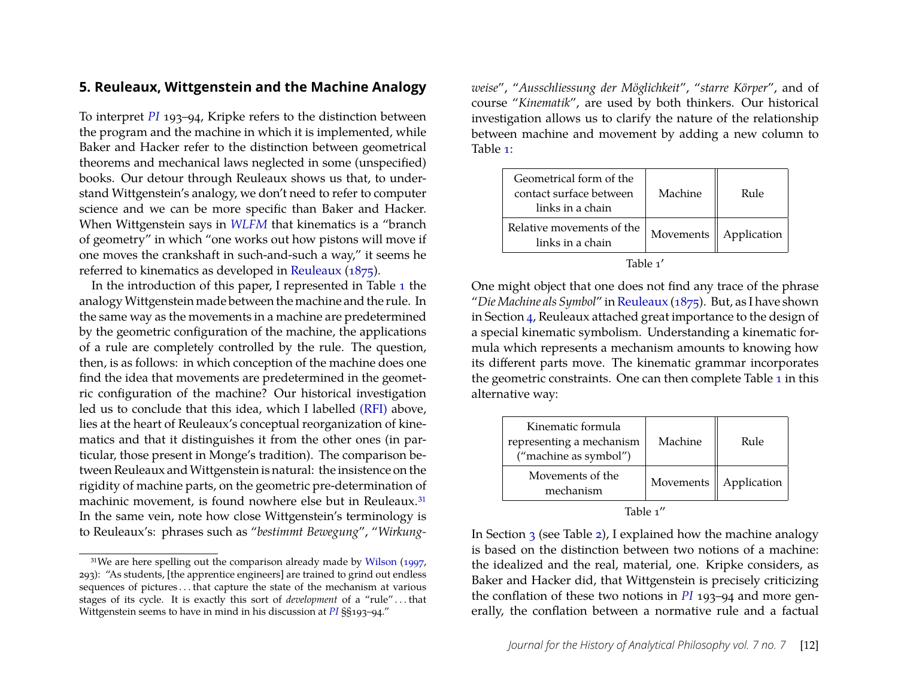## 5. Reuleaux, Wittgenstein and the Machine Analogy

To interpret *PI* 193–94, Kripke refers to the distinction between the program and the machine in which it is implemented, while Baker and Hacker refer to the distinction between geometrical theorems and mechanical laws neglected in some (unspecified) books. Our detour through Reuleaux shows us that, to understand Wittgenstein's analogy, we don't need to refer to computer science and we can be more specific than Baker and Hacker. When Wittgenstein says in *WLFM* that kinematics is a "branch of geometry" in which "one works out how pistons will move if one moves the crankshaft in such-and-such a way," it seems he referred to kinematics as developed in Reuleaux (1875).

In the introduction of this paper, I represented in Table 1 the analogy Wittgenstein made between the machine and the rule. In the same way as the movements in a machine are predetermined by the geometric configuration of the machine, the applications of a rule are completely controlled by the rule. The question, then, is as follows: in which conception of the machine does one find the idea that movements are predetermined in the geometric configuration of the machine? Our historical investigation led us to conclude that this idea, which I labelled (RFI) above, lies at the heart of Reuleaux's conceptual reorganization of kinematics and that it distinguishes it from the other ones (in particular, those present in Monge's tradition). The comparison between Reuleaux and Wittgenstein is natural: the insistence on the rigidity of machine parts, on the geometric pre-determination of machinic movement, is found nowhere else but in Reuleaux.[31] In the same vein, note how close Wittgenstein's terminology is to Reuleaux's: phrases such as "*bestimmt Bewegung*", "*Wirkungsweise*", "*Ausschliessung der Möglichkeit*", "*starre Körper*", and of course "*Kinematik*", are used by both thinkers. Our historical investigation allows us to clarify the nature of the relationship between machine and movement by adding a new column to Table 1:

| Geometrical form of the contact surface between links in a chain | Machine | Rule |
|---|---|---|
| Relative movements of the links in a chain | Movements | Application |

Table 1′

One might object that one does not find any trace of the phrase "*Die Machine als Symbol*" in Reuleaux (1875). But, as I have shown in Section 4, Reuleaux attached great importance to the design of a special kinematic symbolism. Understanding a kinematic formula which represents a mechanism amounts to knowing how its different parts move. The kinematic grammar incorporates the geometric constraints. One can then complete Table 1 in this alternative way:

| Kinematic formula representing a mechanism ("machine as symbol") | Machine | Rule |
|---|---|---|
| Movements of the mechanism | Movements | Application |

Table 1″

In Section 3 (see Table 2), I explained how the machine analogy is based on the distinction between two notions of a machine: the idealized and the real, material, one. Kripke considers, as Baker and Hacker did, that Wittgenstein is precisely criticizing the conflation of these two notions in *PI* 193–94 and more generally, the conflation between a normative rule and a factual

[31] We are here spelling out the comparison already made by Wilson (1997, 293): "As students, [the apprentice engineers] are trained to grind out endless sequences of pictures . . . that capture the state of the mechanism at various stages of its cycle. It is exactly this sort of *development* of a "rule" . . . that Wittgenstein seems to have in mind in his discussion at *PI* §§193–94."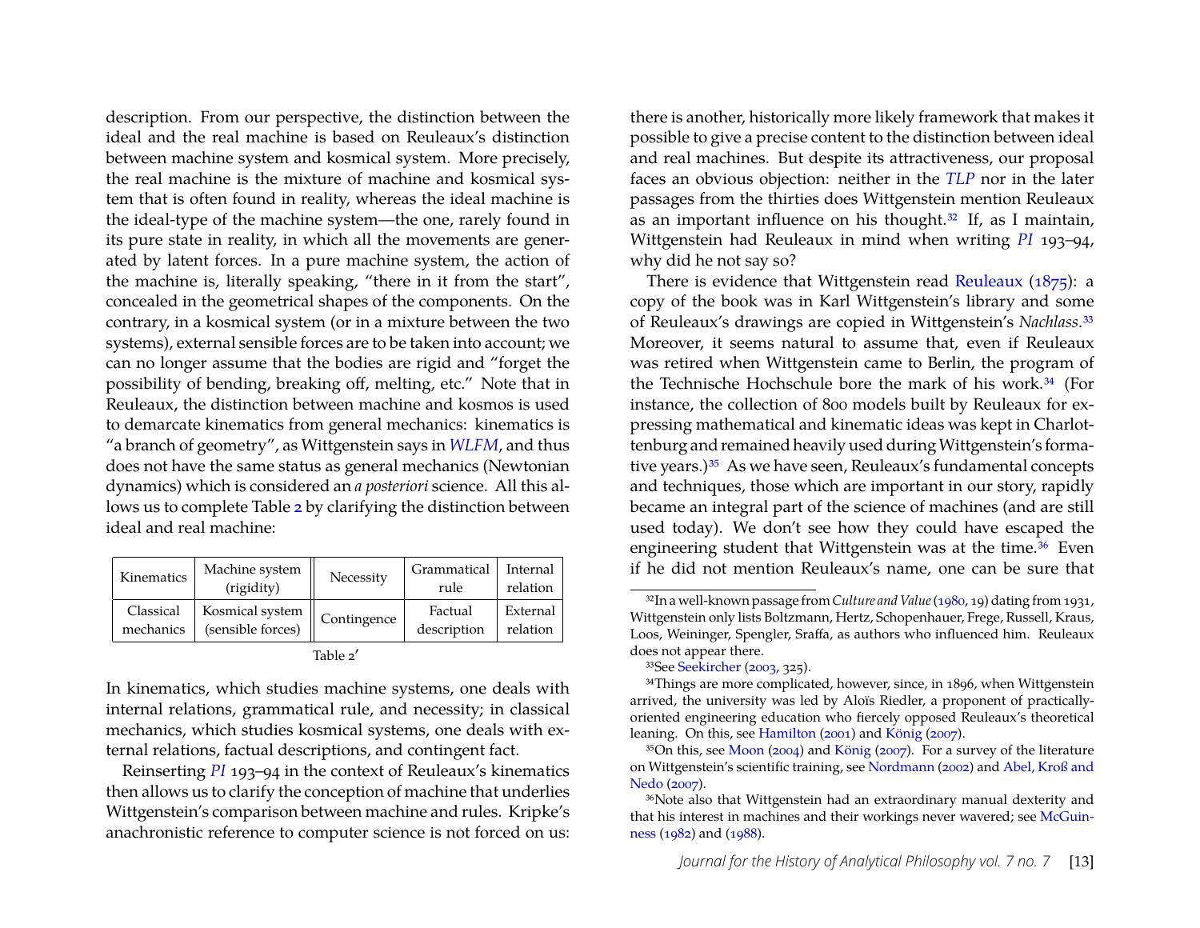description. From our perspective, the distinction between the ideal and the real machine is based on Reuleaux's distinction between machine system and kosmical system. More precisely, the real machine is the mixture of machine and kosmical system that is often found in reality, whereas the ideal machine is the ideal-type of the machine system—the one, rarely found in its pure state in reality, in which all the movements are generated by latent forces. In a pure machine system, the action of the machine is, literally speaking, "there in it from the start", concealed in the geometrical shapes of the components. On the contrary, in a kosmical system (or in a mixture between the two systems), external sensible forces are to be taken into account; we can no longer assume that the bodies are rigid and "forget the possibility of bending, breaking off, melting, etc." Note that in Reuleaux, the distinction between machine and kosmos is used to demarcate kinematics from general mechanics: kinematics is "a branch of geometry", as Wittgenstein says in *WLFM*, and thus does not have the same status as general mechanics (Newtonian dynamics) which is considered an *a posteriori* science. All this allows us to complete Table 2 by clarifying the distinction between ideal and real machine:

| Kinematics | Machine system (rigidity) | Necessity | Grammatical rule | Internal relation |
|---|---|---|---|---|
| Classical mechanics | Kosmical system (sensible forces) | Contingence | Factual description | External relation |

Table 2′

In kinematics, which studies machine systems, one deals with internal relations, grammatical rule, and necessity; in classical mechanics, which studies kosmical systems, one deals with external relations, factual descriptions, and contingent fact.

Reinserting *PI* 193–94 in the context of Reuleaux's kinematics then allows us to clarify the conception of machine that underlies Wittgenstein's comparison between machine and rules. Kripke's anachronistic reference to computer science is not forced on us: there is another, historically more likely framework that makes it possible to give a precise content to the distinction between ideal and real machines. But despite its attractiveness, our proposal faces an obvious objection: neither in the *TLP* nor in the later passages from the thirties does Wittgenstein mention Reuleaux as an important influence on his thought.[32] If, as I maintain, Wittgenstein had Reuleaux in mind when writing *PI* 193–94, why did he not say so?

There is evidence that Wittgenstein read Reuleaux (1875): a copy of the book was in Karl Wittgenstein's library and some of Reuleaux's drawings are copied in Wittgenstein's *Nachlass*.[33] Moreover, it seems natural to assume that, even if Reuleaux was retired when Wittgenstein came to Berlin, the program of the Technische Hochschule bore the mark of his work.[34] (For instance, the collection of 800 models built by Reuleaux for expressing mathematical and kinematic ideas was kept in Charlottenburg and remained heavily used during Wittgenstein's formative years.)[35] As we have seen, Reuleaux's fundamental concepts and techniques, those which are important in our story, rapidly became an integral part of the science of machines (and are still used today). We don't see how they could have escaped the engineering student that Wittgenstein was at the time.[36] Even if he did not mention Reuleaux's name, one can be sure that

[32] In a well-known passage from *Culture and Value* (1980, 19) dating from 1931, Wittgenstein only lists Boltzmann, Hertz, Schopenhauer, Frege, Russell, Kraus, Loos, Weininger, Spengler, Sraffa, as authors who influenced him. Reuleaux does not appear there.

[33] See Seekircher (2003, 325).

[34] Things are more complicated, however, since, in 1896, when Wittgenstein arrived, the university was led by Aloïs Riedler, a proponent of practically-oriented engineering education who fiercely opposed Reuleaux's theoretical leaning. On this, see Hamilton (2001) and König (2007).

[35] On this, see Moon (2004) and König (2007). For a survey of the literature on Wittgenstein's scientific training, see Nordmann (2002) and Abel, Kroß and Nedo (2007).

[36] Note also that Wittgenstein had an extraordinary manual dexterity and that his interest in machines and their workings never wavered; see McGuinness (1982) and (1988).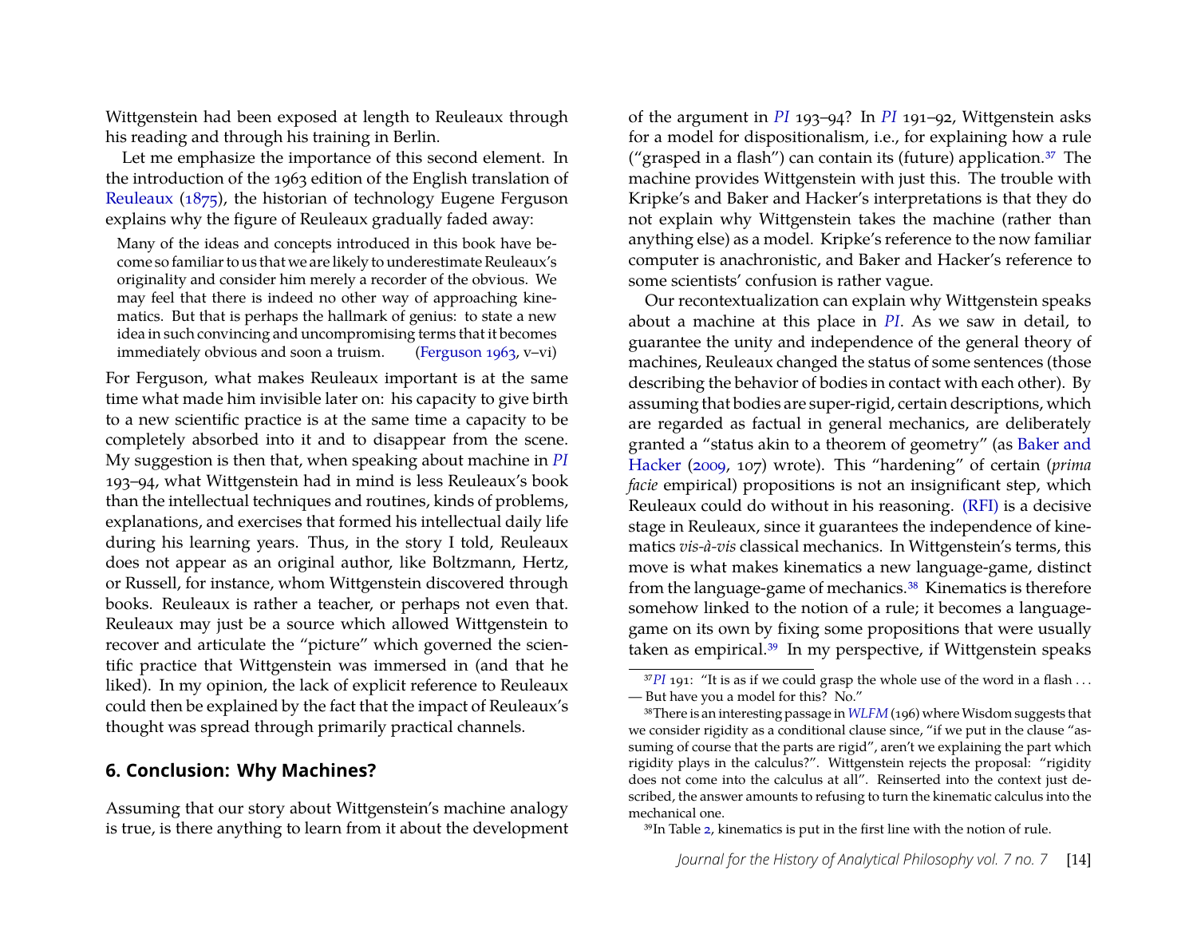Wittgenstein had been exposed at length to Reuleaux through his reading and through his training in Berlin.

Let me emphasize the importance of this second element. In the introduction of the 1963 edition of the English translation of Reuleaux (1875), the historian of technology Eugene Ferguson explains why the figure of Reuleaux gradually faded away:

> Many of the ideas and concepts introduced in this book have become so familiar to us that we are likely to underestimate Reuleaux's originality and consider him merely a recorder of the obvious. We may feel that there is indeed no other way of approaching kinematics. But that is perhaps the hallmark of genius: to state a new idea in such convincing and uncompromising terms that it becomes immediately obvious and soon a truism. (Ferguson 1963, v–vi)

For Ferguson, what makes Reuleaux important is at the same time what made him invisible later on: his capacity to give birth to a new scientific practice is at the same time a capacity to be completely absorbed into it and to disappear from the scene. My suggestion is then that, when speaking about machine in *PI* 193–94, what Wittgenstein had in mind is less Reuleaux's book than the intellectual techniques and routines, kinds of problems, explanations, and exercises that formed his intellectual daily life during his learning years. Thus, in the story I told, Reuleaux does not appear as an original author, like Boltzmann, Hertz, or Russell, for instance, whom Wittgenstein discovered through books. Reuleaux is rather a teacher, or perhaps not even that. Reuleaux may just be a source which allowed Wittgenstein to recover and articulate the "picture" which governed the scientific practice that Wittgenstein was immersed in (and that he liked). In my opinion, the lack of explicit reference to Reuleaux could then be explained by the fact that the impact of Reuleaux's thought was spread through primarily practical channels.

## 6. Conclusion: Why Machines?

Assuming that our story about Wittgenstein's machine analogy is true, is there anything to learn from it about the development of the argument in *PI* 193–94? In *PI* 191–92, Wittgenstein asks for a model for dispositionalism, i.e., for explaining how a rule ("grasped in a flash") can contain its (future) application.[37] The machine provides Wittgenstein with just this. The trouble with Kripke's and Baker and Hacker's interpretations is that they do not explain why Wittgenstein takes the machine (rather than anything else) as a model. Kripke's reference to the now familiar computer is anachronistic, and Baker and Hacker's reference to some scientists' confusion is rather vague.

Our recontextualization can explain why Wittgenstein speaks about a machine at this place in *PI*. As we saw in detail, to guarantee the unity and independence of the general theory of machines, Reuleaux changed the status of some sentences (those describing the behavior of bodies in contact with each other). By assuming that bodies are super-rigid, certain descriptions, which are regarded as factual in general mechanics, are deliberately granted a "status akin to a theorem of geometry" (as Baker and Hacker (2009, 107) wrote). This "hardening" of certain (*prima facie* empirical) propositions is not an insignificant step, which Reuleaux could do without in his reasoning. (RFI) is a decisive stage in Reuleaux, since it guarantees the independence of kinematics *vis-à-vis* classical mechanics. In Wittgenstein's terms, this move is what makes kinematics a new language-game, distinct from the language-game of mechanics.[38] Kinematics is therefore somehow linked to the notion of a rule; it becomes a language-game on its own by fixing some propositions that were usually taken as empirical.[39] In my perspective, if Wittgenstein speaks

---

[37] *PI* 191: "It is as if we could grasp the whole use of the word in a flash . . . — But have you a model for this? No."

[38] There is an interesting passage in *WLFM* (196) where Wisdom suggests that we consider rigidity as a conditional clause since, "if we put in the clause "assuming of course that the parts are rigid", aren't we explaining the part which rigidity plays in the calculus?". Wittgenstein rejects the proposal: "rigidity does not come into the calculus at all". Reinserted into the context just described, the answer amounts to refusing to turn the kinematic calculus into the mechanical one.

[39] In Table 2, kinematics is put in the first line with the notion of rule.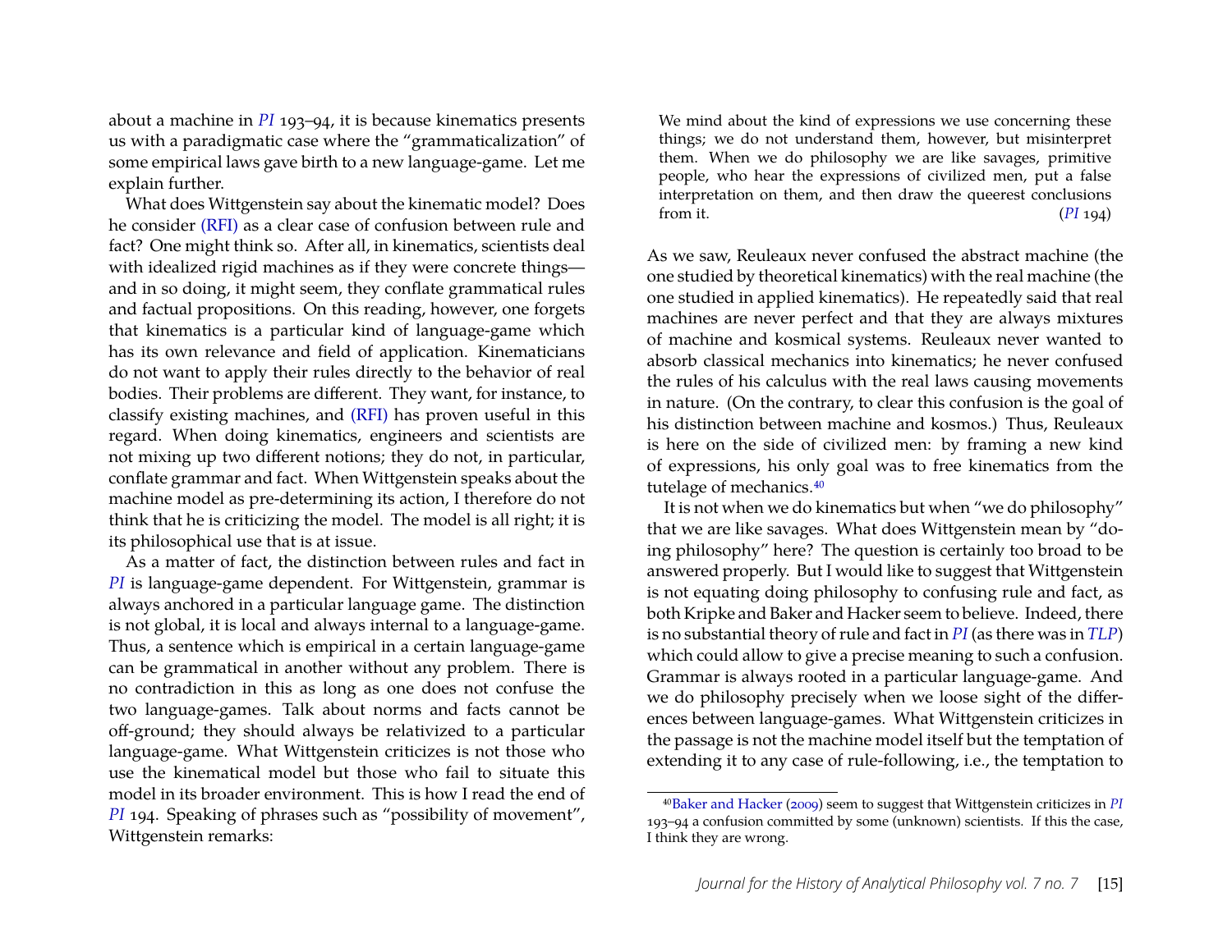about a machine in *PI* 193–94, it is because kinematics presents us with a paradigmatic case where the "grammaticalization" of some empirical laws gave birth to a new language-game. Let me explain further.

What does Wittgenstein say about the kinematic model? Does he consider (RFI) as a clear case of confusion between rule and fact? One might think so. After all, in kinematics, scientists deal with idealized rigid machines as if they were concrete things—and in so doing, it might seem, they conflate grammatical rules and factual propositions. On this reading, however, one forgets that kinematics is a particular kind of language-game which has its own relevance and field of application. Kinematicians do not want to apply their rules directly to the behavior of real bodies. Their problems are different. They want, for instance, to classify existing machines, and (RFI) has proven useful in this regard. When doing kinematics, engineers and scientists are not mixing up two different notions; they do not, in particular, conflate grammar and fact. When Wittgenstein speaks about the machine model as pre-determining its action, I therefore do not think that he is criticizing the model. The model is all right; it is its philosophical use that is at issue.

As a matter of fact, the distinction between rules and fact in *PI* is language-game dependent. For Wittgenstein, grammar is always anchored in a particular language game. The distinction is not global, it is local and always internal to a language-game. Thus, a sentence which is empirical in a certain language-game can be grammatical in another without any problem. There is no contradiction in this as long as one does not confuse the two language-games. Talk about norms and facts cannot be off-ground; they should always be relativized to a particular language-game. What Wittgenstein criticizes is not those who use the kinematical model but those who fail to situate this model in its broader environment. This is how I read the end of *PI* 194. Speaking of phrases such as "possibility of movement", Wittgenstein remarks:

> We mind about the kind of expressions we use concerning these things; we do not understand them, however, but misinterpret them. When we do philosophy we are like savages, primitive people, who hear the expressions of civilized men, put a false interpretation on them, and then draw the queerest conclusions from it. (*PI* 194)

As we saw, Reuleaux never confused the abstract machine (the one studied by theoretical kinematics) with the real machine (the one studied in applied kinematics). He repeatedly said that real machines are never perfect and that they are always mixtures of machine and kosmical systems. Reuleaux never wanted to absorb classical mechanics into kinematics; he never confused the rules of his calculus with the real laws causing movements in nature. (On the contrary, to clear this confusion is the goal of his distinction between machine and kosmos.) Thus, Reuleaux is here on the side of civilized men: by framing a new kind of expressions, his only goal was to free kinematics from the tutelage of mechanics.[40]

It is not when we do kinematics but when "we do philosophy" that we are like savages. What does Wittgenstein mean by "doing philosophy" here? The question is certainly too broad to be answered properly. But I would like to suggest that Wittgenstein is not equating doing philosophy to confusing rule and fact, as both Kripke and Baker and Hacker seem to believe. Indeed, there is no substantial theory of rule and fact in *PI* (as there was in *TLP*) which could allow to give a precise meaning to such a confusion. Grammar is always rooted in a particular language-game. And we do philosophy precisely when we loose sight of the differences between language-games. What Wittgenstein criticizes in the passage is not the machine model itself but the temptation of extending it to any case of rule-following, i.e., the temptation to

[40] Baker and Hacker (2009) seem to suggest that Wittgenstein criticizes in *PI* 193–94 a confusion committed by some (unknown) scientists. If this the case, I think they are wrong.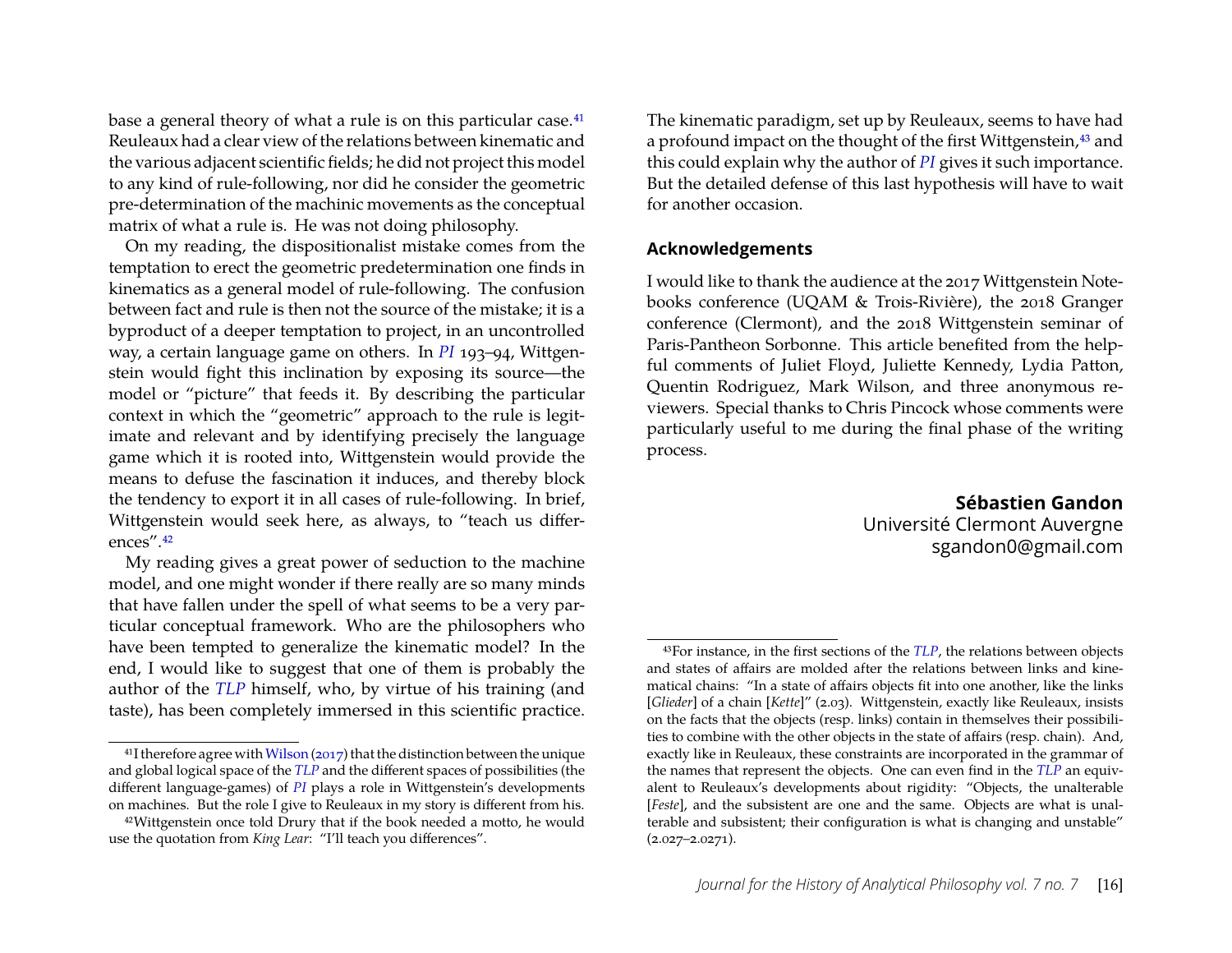base a general theory of what a rule is on this particular case.[41] Reuleaux had a clear view of the relations between kinematic and the various adjacent scientific fields; he did not project this model to any kind of rule-following, nor did he consider the geometric pre-determination of the machinic movements as the conceptual matrix of what a rule is. He was not doing philosophy.

On my reading, the dispositionalist mistake comes from the temptation to erect the geometric predetermination one finds in kinematics as a general model of rule-following. The confusion between fact and rule is then not the source of the mistake; it is a byproduct of a deeper temptation to project, in an uncontrolled way, a certain language game on others. In *PI* 193–94, Wittgenstein would fight this inclination by exposing its source—the model or "picture" that feeds it. By describing the particular context in which the "geometric" approach to the rule is legitimate and relevant and by identifying precisely the language game which it is rooted into, Wittgenstein would provide the means to defuse the fascination it induces, and thereby block the tendency to export it in all cases of rule-following. In brief, Wittgenstein would seek here, as always, to "teach us differences".[42]

My reading gives a great power of seduction to the machine model, and one might wonder if there really are so many minds that have fallen under the spell of what seems to be a very particular conceptual framework. Who are the philosophers who have been tempted to generalize the kinematic model? In the end, I would like to suggest that one of them is probably the author of the *TLP* himself, who, by virtue of his training (and taste), has been completely immersed in this scientific practice. The kinematic paradigm, set up by Reuleaux, seems to have had a profound impact on the thought of the first Wittgenstein,[43] and this could explain why the author of *PI* gives it such importance. But the detailed defense of this last hypothesis will have to wait for another occasion.

## Acknowledgements

I would like to thank the audience at the 2017 Wittgenstein Notebooks conference (UQAM & Trois-Rivière), the 2018 Granger conference (Clermont), and the 2018 Wittgenstein seminar of Paris-Pantheon Sorbonne. This article benefited from the helpful comments of Juliet Floyd, Juliette Kennedy, Lydia Patton, Quentin Rodriguez, Mark Wilson, and three anonymous reviewers. Special thanks to Chris Pincock whose comments were particularly useful to me during the final phase of the writing process.

**Sébastien Gandon**
Université Clermont Auvergne
sgandon0@gmail.com

---

[41] I therefore agree with Wilson (2017) that the distinction between the unique and global logical space of the *TLP* and the different spaces of possibilities (the different language-games) of *PI* plays a role in Wittgenstein's developments on machines. But the role I give to Reuleaux in my story is different from his.

[42] Wittgenstein once told Drury that if the book needed a motto, he would use the quotation from *King Lear*: "I'll teach you differences".

[43] For instance, in the first sections of the *TLP*, the relations between objects and states of affairs are molded after the relations between links and kinematical chains: "In a state of affairs objects fit into one another, like the links [*Glieder*] of a chain [*Kette*]" (2.03). Wittgenstein, exactly like Reuleaux, insists on the facts that the objects (resp. links) contain in themselves their possibilities to combine with the other objects in the state of affairs (resp. chain). And, exactly like in Reuleaux, these constraints are incorporated in the grammar of the names that represent the objects. One can even find in the *TLP* an equivalent to Reuleaux's developments about rigidity: "Objects, the unalterable [*Feste*], and the subsistent are one and the same. Objects are what is unalterable and subsistent; their configuration is what is changing and unstable" (2.027–2.0271).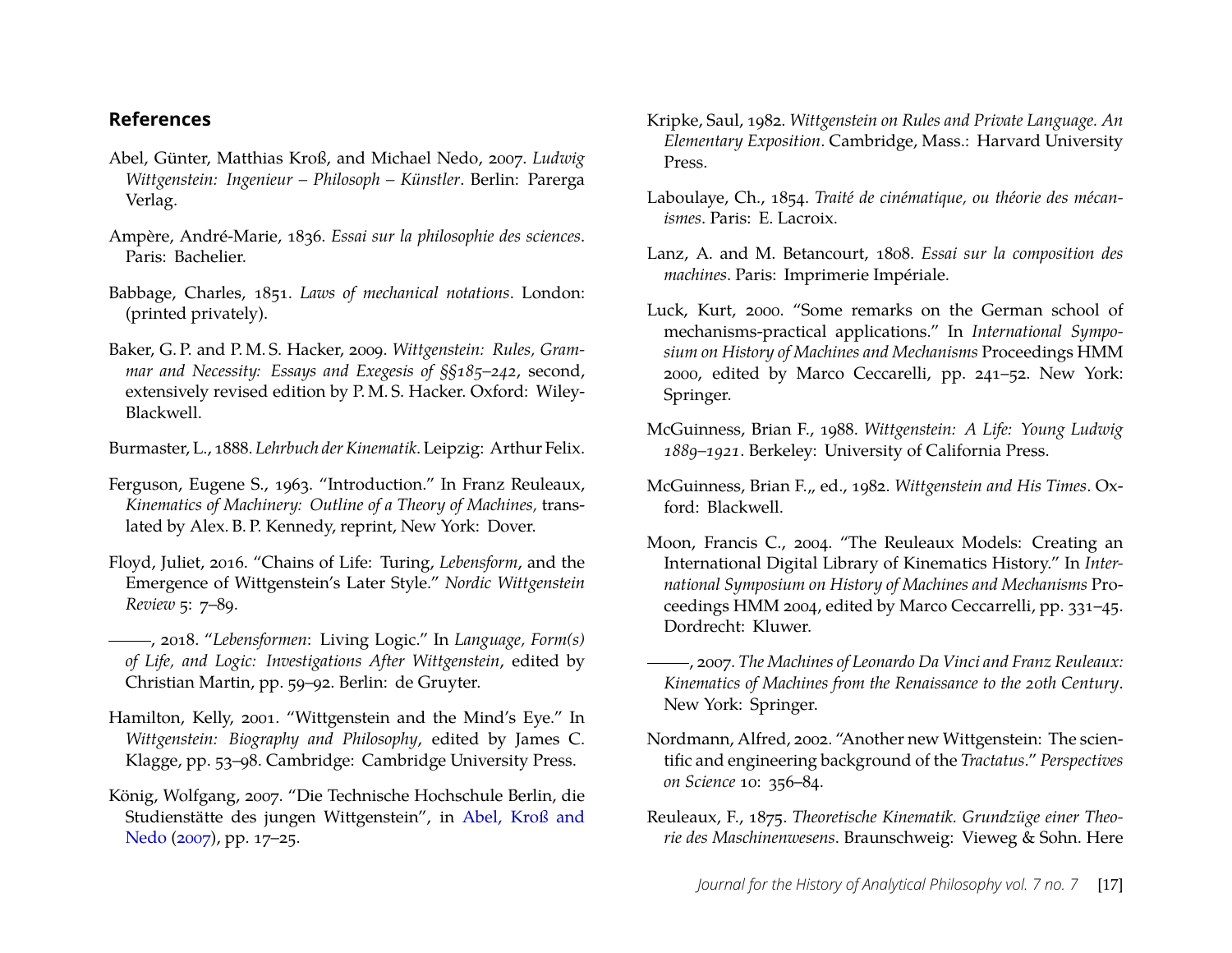## References

Abel, Günter, Matthias Kroß, and Michael Nedo, 2007. *Ludwig Wittgenstein: Ingenieur – Philosoph – Künstler*. Berlin: Parerga Verlag.

Ampère, André-Marie, 1836. *Essai sur la philosophie des sciences*. Paris: Bachelier.

Babbage, Charles, 1851. *Laws of mechanical notations*. London: (printed privately).

Baker, G. P. and P. M. S. Hacker, 2009. *Wittgenstein: Rules, Grammar and Necessity: Essays and Exegesis of §§185–242*, second, extensively revised edition by P. M. S. Hacker. Oxford: Wiley-Blackwell.

Burmaster, L., 1888. *Lehrbuch der Kinematik*. Leipzig: Arthur Felix.

Ferguson, Eugene S., 1963. "Introduction." In Franz Reuleaux, *Kinematics of Machinery: Outline of a Theory of Machines,* translated by Alex. B. P. Kennedy, reprint, New York: Dover.

Floyd, Juliet, 2016. "Chains of Life: Turing, *Lebensform*, and the Emergence of Wittgenstein's Later Style." *Nordic Wittgenstein Review* 5: 7–89.

———, 2018. "*Lebensformen*: Living Logic." In *Language, Form(s) of Life, and Logic: Investigations After Wittgenstein*, edited by Christian Martin, pp. 59–92. Berlin: de Gruyter.

Hamilton, Kelly, 2001. "Wittgenstein and the Mind's Eye." In *Wittgenstein: Biography and Philosophy*, edited by James C. Klagge, pp. 53–98. Cambridge: Cambridge University Press.

König, Wolfgang, 2007. "Die Technische Hochschule Berlin, die Studienstätte des jungen Wittgenstein", in Abel, Kroß and Nedo (2007), pp. 17–25.

Kripke, Saul, 1982. *Wittgenstein on Rules and Private Language. An Elementary Exposition*. Cambridge, Mass.: Harvard University Press.

Laboulaye, Ch., 1854. *Traité de cinématique, ou théorie des mécanismes*. Paris: E. Lacroix.

Lanz, A. and M. Betancourt, 1808. *Essai sur la composition des machines*. Paris: Imprimerie Impériale.

Luck, Kurt, 2000. "Some remarks on the German school of mechanisms-practical applications." In *International Symposium on History of Machines and Mechanisms* Proceedings HMM 2000, edited by Marco Ceccarelli, pp. 241–52. New York: Springer.

McGuinness, Brian F., 1988. *Wittgenstein: A Life: Young Ludwig 1889–1921*. Berkeley: University of California Press.

McGuinness, Brian F.,, ed., 1982. *Wittgenstein and His Times*. Oxford: Blackwell.

Moon, Francis C., 2004. "The Reuleaux Models: Creating an International Digital Library of Kinematics History." In *International Symposium on History of Machines and Mechanisms* Proceedings HMM 2004, edited by Marco Ceccarelli, pp. 331–45. Dordrecht: Kluwer.

———, 2007. *The Machines of Leonardo Da Vinci and Franz Reuleaux: Kinematics of Machines from the Renaissance to the 20th Century*. New York: Springer.

Nordmann, Alfred, 2002. "Another new Wittgenstein: The scientific and engineering background of the *Tractatus*." *Perspectives on Science* 10: 356–84.

Reuleaux, F., 1875. *Theoretische Kinematik. Grundzüge einer Theorie des Maschinenwesens*. Braunschweig: Vieweg & Sohn. Here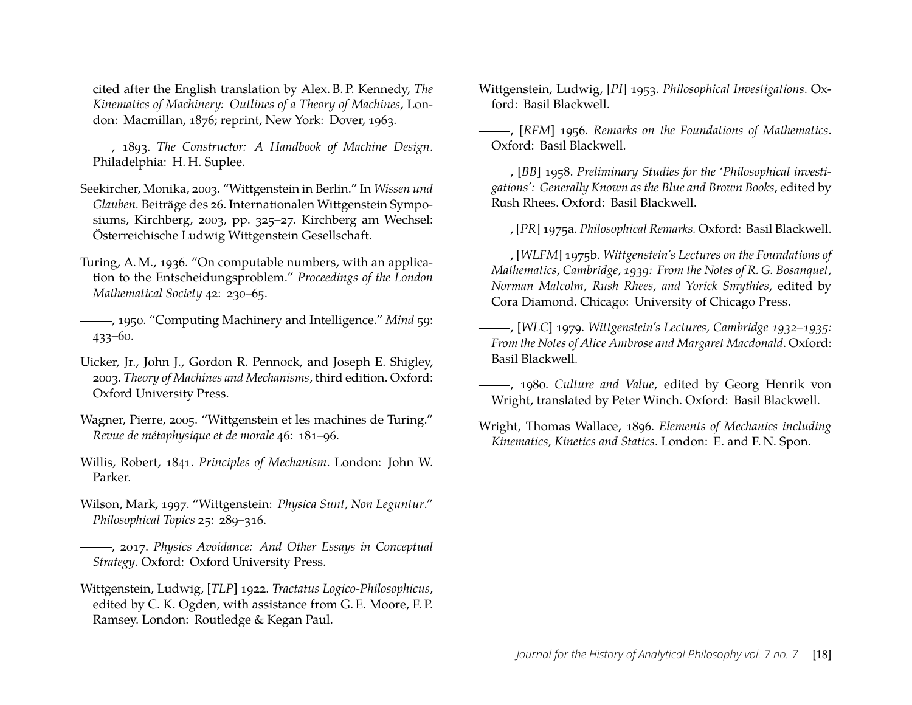cited after the English translation by Alex. B. P. Kennedy, *The Kinematics of Machinery: Outlines of a Theory of Machines*, London: Macmillan, 1876; reprint, New York: Dover, 1963.

———, 1893. *The Constructor: A Handbook of Machine Design*. Philadelphia: H. H. Suplee.

Seekircher, Monika, 2003. "Wittgenstein in Berlin." In *Wissen und Glauben.* Beiträge des 26. Internationalen Wittgenstein Symposiums, Kirchberg, 2003, pp. 325–27. Kirchberg am Wechsel: Österreichische Ludwig Wittgenstein Gesellschaft.

Turing, A. M., 1936. "On computable numbers, with an application to the Entscheidungsproblem." *Proceedings of the London Mathematical Society* 42: 230–65.

———, 1950. "Computing Machinery and Intelligence." *Mind* 59: 433–60.

Uicker, Jr., John J., Gordon R. Pennock, and Joseph E. Shigley, 2003. *Theory of Machines and Mechanisms*, third edition. Oxford: Oxford University Press.

Wagner, Pierre, 2005. "Wittgenstein et les machines de Turing." *Revue de métaphysique et de morale* 46: 181–96.

Willis, Robert, 1841. *Principles of Mechanism*. London: John W. Parker.

Wilson, Mark, 1997. "Wittgenstein: *Physica Sunt, Non Leguntur*." *Philosophical Topics* 25: 289–316.

———, 2017. *Physics Avoidance: And Other Essays in Conceptual Strategy*. Oxford: Oxford University Press.

Wittgenstein, Ludwig, [*TLP*] 1922. *Tractatus Logico-Philosophicus*, edited by C. K. Ogden, with assistance from G. E. Moore, F. P. Ramsey. London: Routledge & Kegan Paul.

Wittgenstein, Ludwig, [*PI*] 1953. *Philosophical Investigations*. Oxford: Basil Blackwell.

———, [*RFM*] 1956. *Remarks on the Foundations of Mathematics*. Oxford: Basil Blackwell.

———, [*BB*] 1958. *Preliminary Studies for the 'Philosophical investigations': Generally Known as the Blue and Brown Books*, edited by Rush Rhees. Oxford: Basil Blackwell.

———, [*PR*] 1975a. *Philosophical Remarks.* Oxford: Basil Blackwell.

———, [*WLFM*] 1975b. *Wittgenstein's Lectures on the Foundations of Mathematics, Cambridge, 1939: From the Notes of R. G. Bosanquet, Norman Malcolm, Rush Rhees, and Yorick Smythies*, edited by Cora Diamond. Chicago: University of Chicago Press.

———, [*WLC*] 1979. *Wittgenstein's Lectures, Cambridge 1932–1935: From the Notes of Alice Ambrose and Margaret Macdonald*. Oxford: Basil Blackwell.

———, 1980. *Culture and Value*, edited by Georg Henrik von Wright, translated by Peter Winch. Oxford: Basil Blackwell.

Wright, Thomas Wallace, 1896. *Elements of Mechanics including Kinematics, Kinetics and Statics*. London: E. and F. N. Spon.